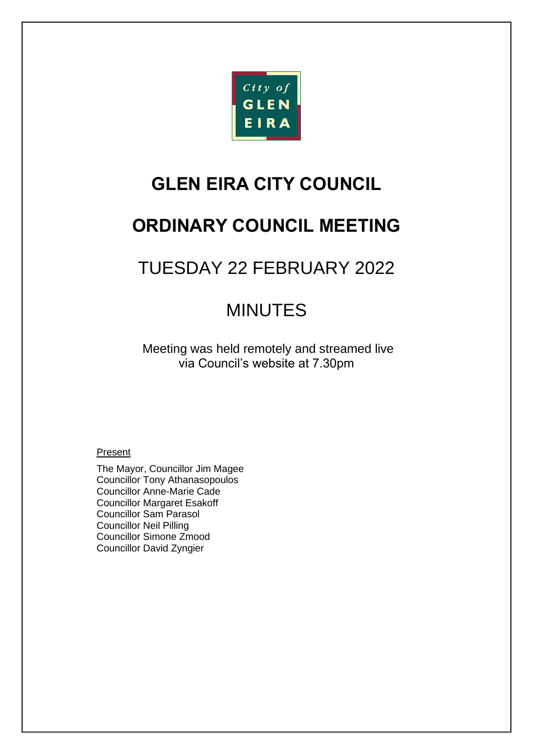# GLEN EIRA CITY COUNCIL

# ORDINARY COUNCIL MEETING

## TUESDAY 22 FEBRUARY 2022

## MINUTES

Meeting was held remotely and streamed live via Council's website at 7.30pm

Present

The Mayor, Councillor Jim Magee
Councillor Tony Athanasopoulos
Councillor Anne-Marie Cade
Councillor Margaret Esakoff
Councillor Sam Parasol
Councillor Neil Pilling
Councillor Simone Zmood
Councillor David Zyngier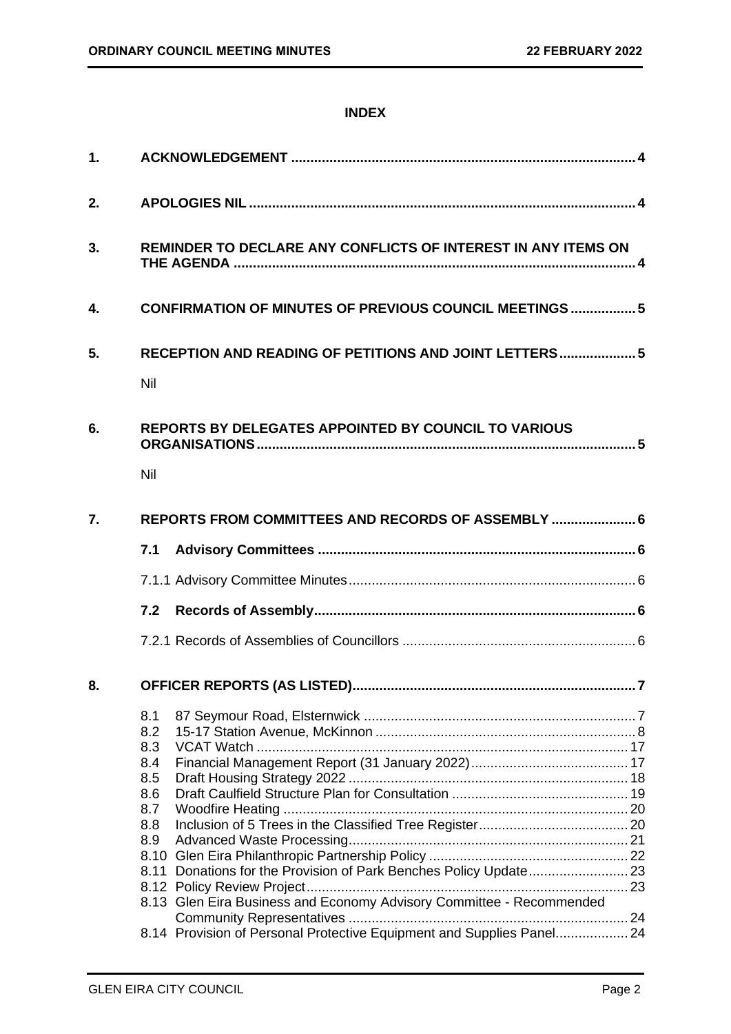# INDEX

**1. ACKNOWLEDGEMENT** .......... 4

**2. APOLOGIES NIL** .......... 4

**3. REMINDER TO DECLARE ANY CONFLICTS OF INTEREST IN ANY ITEMS ON THE AGENDA** .......... 4

**4. CONFIRMATION OF MINUTES OF PREVIOUS COUNCIL MEETINGS** .......... 5

**5. RECEPTION AND READING OF PETITIONS AND JOINT LETTERS** .......... 5

Nil

**6. REPORTS BY DELEGATES APPOINTED BY COUNCIL TO VARIOUS ORGANISATIONS** .......... 5

Nil

**7. REPORTS FROM COMMITTEES AND RECORDS OF ASSEMBLY** .......... 6

**7.1 Advisory Committees** .......... 6

7.1.1 Advisory Committee Minutes .......... 6

**7.2 Records of Assembly** .......... 6

7.2.1 Records of Assemblies of Councillors .......... 6

**8. OFFICER REPORTS (AS LISTED)** .......... 7

8.1 87 Seymour Road, Elsternwick .......... 7
8.2 15-17 Station Avenue, McKinnon .......... 8
8.3 VCAT Watch .......... 17
8.4 Financial Management Report (31 January 2022) .......... 17
8.5 Draft Housing Strategy 2022 .......... 18
8.6 Draft Caulfield Structure Plan for Consultation .......... 19
8.7 Woodfire Heating .......... 20
8.8 Inclusion of 5 Trees in the Classified Tree Register .......... 20
8.9 Advanced Waste Processing .......... 21
8.10 Glen Eira Philanthropic Partnership Policy .......... 22
8.11 Donations for the Provision of Park Benches Policy Update .......... 23
8.12 Policy Review Project .......... 23
8.13 Glen Eira Business and Economy Advisory Committee - Recommended Community Representatives .......... 24
8.14 Provision of Personal Protective Equipment and Supplies Panel .......... 24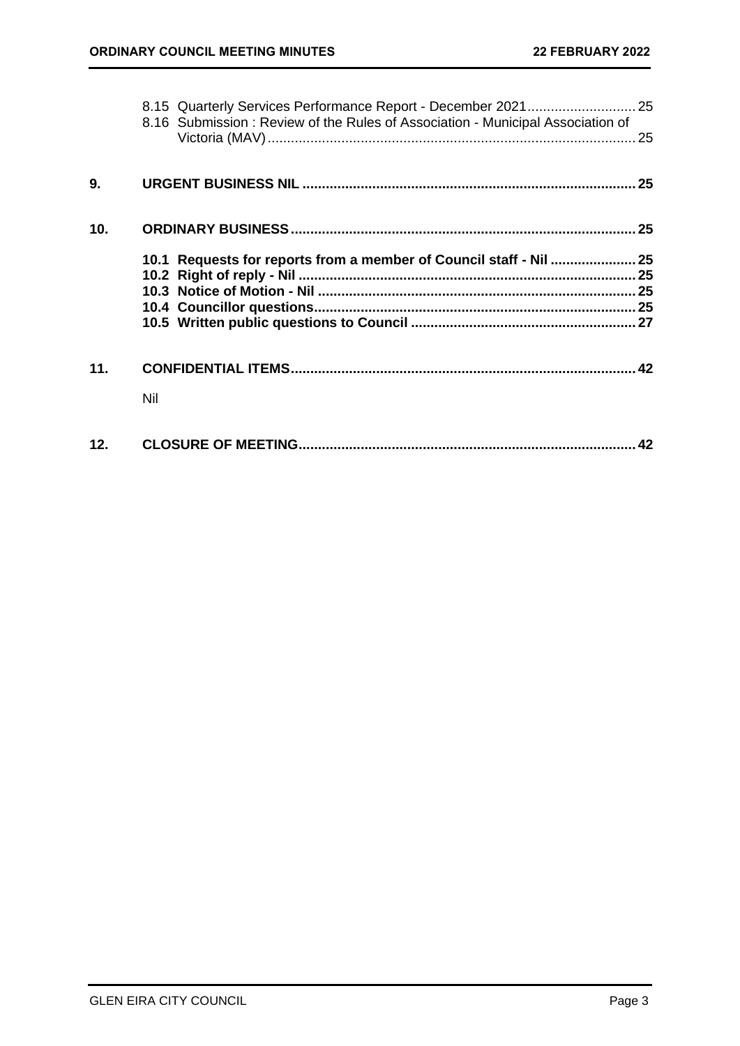8.15 Quarterly Services Performance Report - December 2021 ............................ 25
8.16 Submission : Review of the Rules of Association - Municipal Association of Victoria (MAV) ............................................................................................... 25

**9. URGENT BUSINESS NIL ..................................................................................... 25**

**10. ORDINARY BUSINESS ........................................................................................ 25**

**10.1 Requests for reports from a member of Council staff - Nil ...................... 25**
**10.2 Right of reply - Nil ...................................................................................... 25**
**10.3 Notice of Motion - Nil .................................................................................. 25**
**10.4 Councillor questions................................................................................... 25**
**10.5 Written public questions to Council .......................................................... 27**

**11. CONFIDENTIAL ITEMS ........................................................................................ 42**

Nil

**12. CLOSURE OF MEETING ...................................................................................... 42**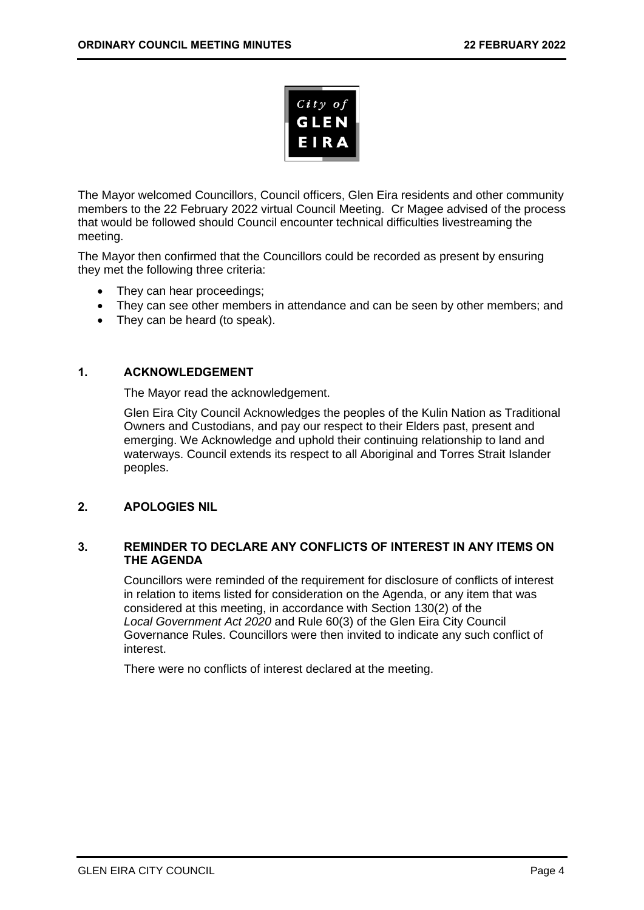The Mayor welcomed Councillors, Council officers, Glen Eira residents and other community members to the 22 February 2022 virtual Council Meeting. Cr Magee advised of the process that would be followed should Council encounter technical difficulties livestreaming the meeting.

The Mayor then confirmed that the Councillors could be recorded as present by ensuring they met the following three criteria:

- They can hear proceedings;
- They can see other members in attendance and can be seen by other members; and
- They can be heard (to speak).

## 1. ACKNOWLEDGEMENT

The Mayor read the acknowledgement.

Glen Eira City Council Acknowledges the peoples of the Kulin Nation as Traditional Owners and Custodians, and pay our respect to their Elders past, present and emerging. We Acknowledge and uphold their continuing relationship to land and waterways. Council extends its respect to all Aboriginal and Torres Strait Islander peoples.

## 2. APOLOGIES NIL

## 3. REMINDER TO DECLARE ANY CONFLICTS OF INTEREST IN ANY ITEMS ON THE AGENDA

Councillors were reminded of the requirement for disclosure of conflicts of interest in relation to items listed for consideration on the Agenda, or any item that was considered at this meeting, in accordance with Section 130(2) of the *Local Government Act 2020* and Rule 60(3) of the Glen Eira City Council Governance Rules. Councillors were then invited to indicate any such conflict of interest.

There were no conflicts of interest declared at the meeting.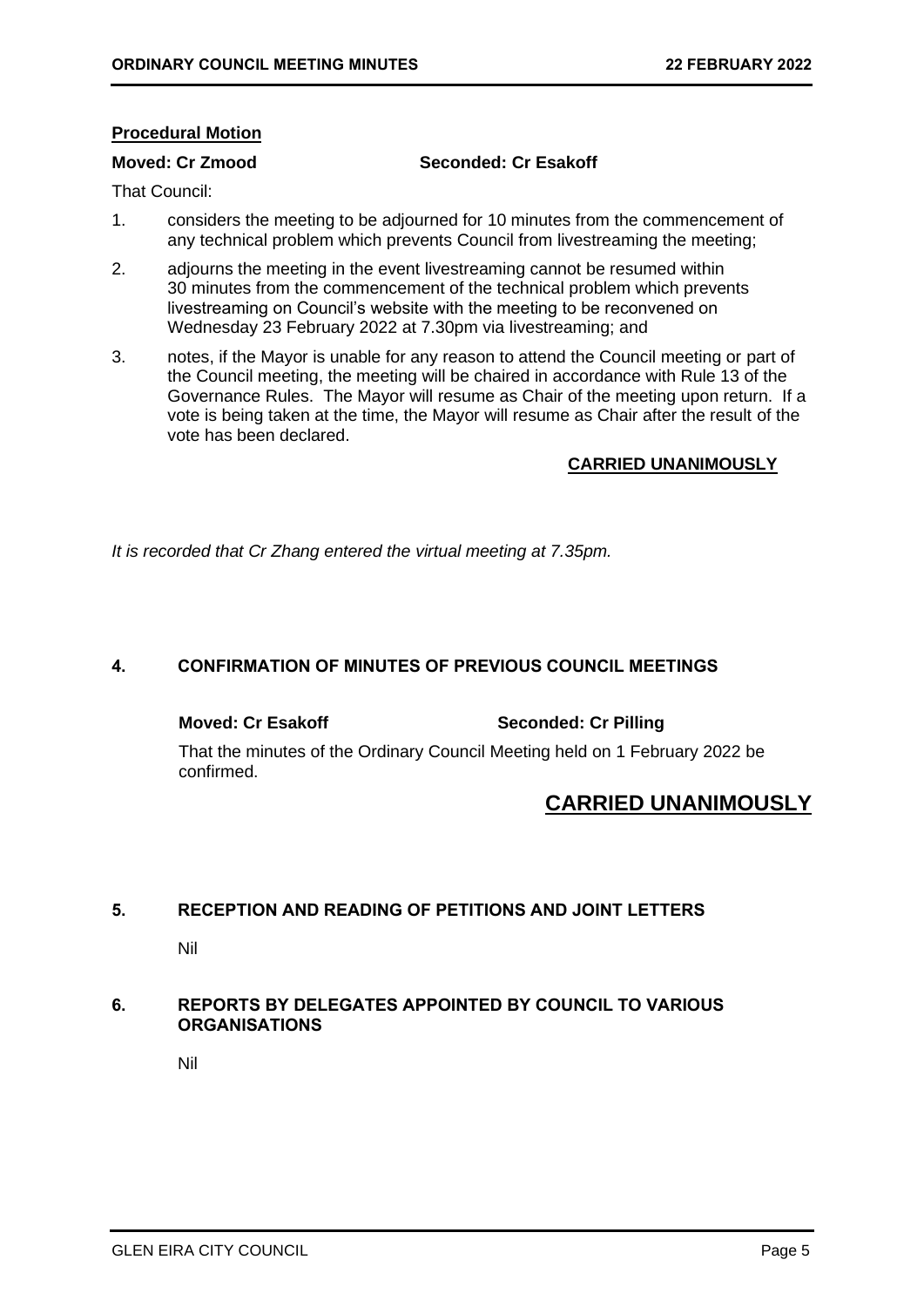**Procedural Motion**

**Moved: Cr Zmood** **Seconded: Cr Esakoff**

That Council:

1. considers the meeting to be adjourned for 10 minutes from the commencement of any technical problem which prevents Council from livestreaming the meeting;
2. adjourns the meeting in the event livestreaming cannot be resumed within 30 minutes from the commencement of the technical problem which prevents livestreaming on Council's website with the meeting to be reconvened on Wednesday 23 February 2022 at 7.30pm via livestreaming; and
3. notes, if the Mayor is unable for any reason to attend the Council meeting or part of the Council meeting, the meeting will be chaired in accordance with Rule 13 of the Governance Rules. The Mayor will resume as Chair of the meeting upon return. If a vote is being taken at the time, the Mayor will resume as Chair after the result of the vote has been declared.

**CARRIED UNANIMOUSLY**

*It is recorded that Cr Zhang entered the virtual meeting at 7.35pm.*

## 4. CONFIRMATION OF MINUTES OF PREVIOUS COUNCIL MEETINGS

**Moved: Cr Esakoff** **Seconded: Cr Pilling**

That the minutes of the Ordinary Council Meeting held on 1 February 2022 be confirmed.

**CARRIED UNANIMOUSLY**

## 5. RECEPTION AND READING OF PETITIONS AND JOINT LETTERS

Nil

## 6. REPORTS BY DELEGATES APPOINTED BY COUNCIL TO VARIOUS ORGANISATIONS

Nil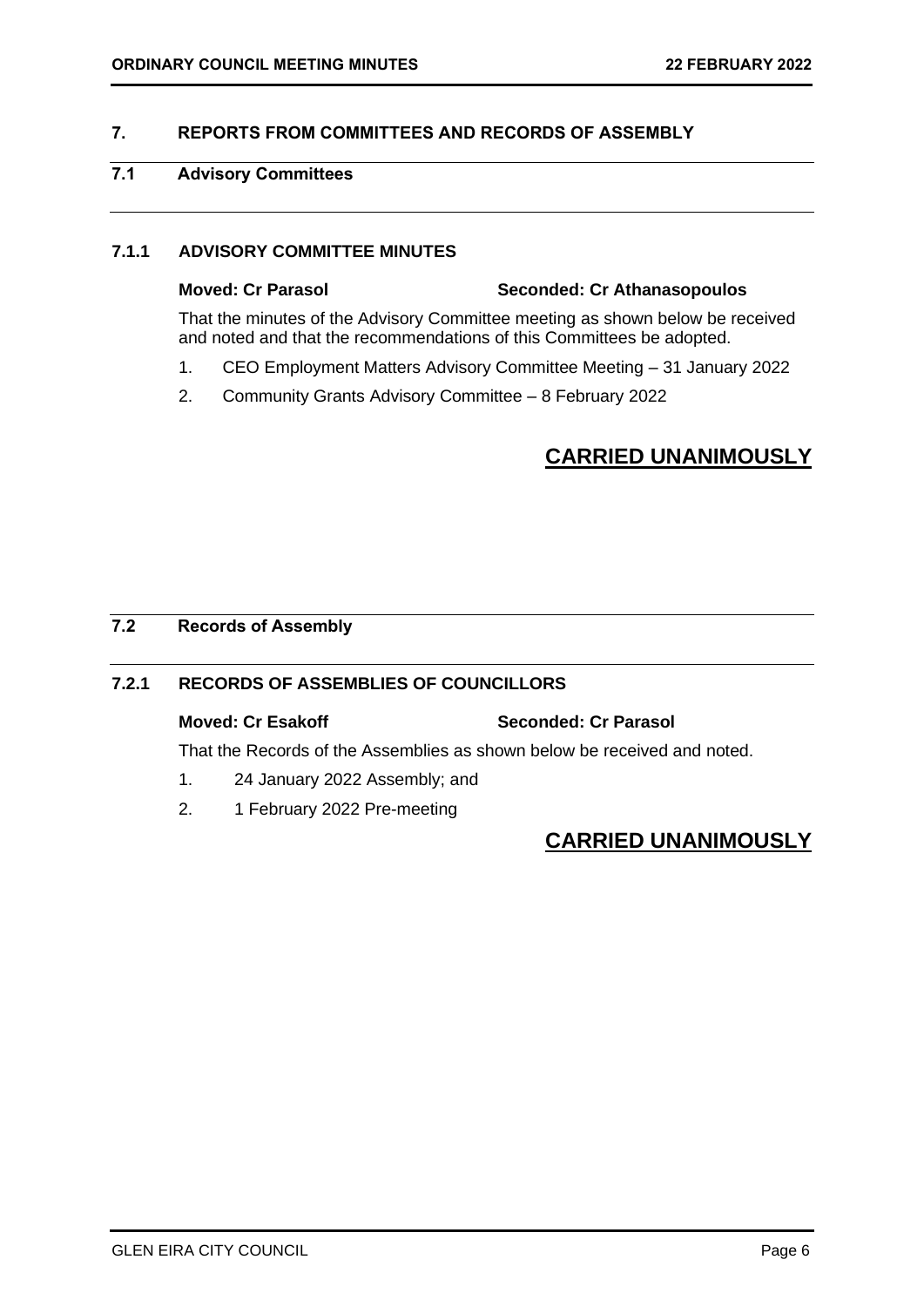## 7. REPORTS FROM COMMITTEES AND RECORDS OF ASSEMBLY

### 7.1 Advisory Committees

#### 7.1.1 ADVISORY COMMITTEE MINUTES

**Moved: Cr Parasol** **Seconded: Cr Athanasopoulos**

That the minutes of the Advisory Committee meeting as shown below be received and noted and that the recommendations of this Committees be adopted.

1. CEO Employment Matters Advisory Committee Meeting – 31 January 2022
2. Community Grants Advisory Committee – 8 February 2022

**CARRIED UNANIMOUSLY**

### 7.2 Records of Assembly

#### 7.2.1 RECORDS OF ASSEMBLIES OF COUNCILLORS

**Moved: Cr Esakoff** **Seconded: Cr Parasol**

That the Records of the Assemblies as shown below be received and noted.

1. 24 January 2022 Assembly; and
2. 1 February 2022 Pre-meeting

**CARRIED UNANIMOUSLY**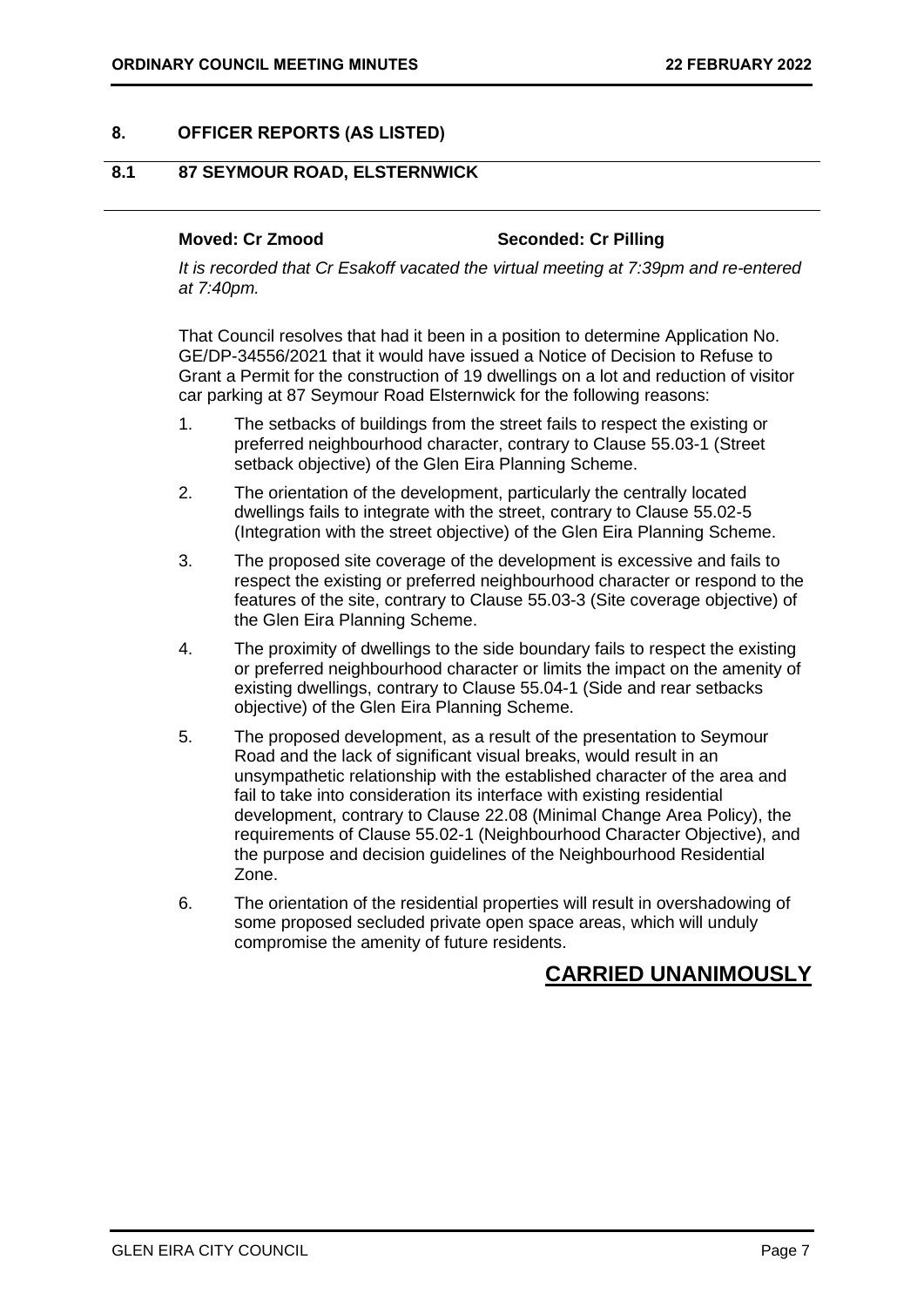## 8. OFFICER REPORTS (AS LISTED)

### 8.1 87 SEYMOUR ROAD, ELSTERNWICK

**Moved: Cr Zmood** **Seconded: Cr Pilling**

*It is recorded that Cr Esakoff vacated the virtual meeting at 7:39pm and re-entered at 7:40pm.*

That Council resolves that had it been in a position to determine Application No. GE/DP-34556/2021 that it would have issued a Notice of Decision to Refuse to Grant a Permit for the construction of 19 dwellings on a lot and reduction of visitor car parking at 87 Seymour Road Elsternwick for the following reasons:

1. The setbacks of buildings from the street fails to respect the existing or preferred neighbourhood character, contrary to Clause 55.03-1 (Street setback objective) of the Glen Eira Planning Scheme.
2. The orientation of the development, particularly the centrally located dwellings fails to integrate with the street, contrary to Clause 55.02-5 (Integration with the street objective) of the Glen Eira Planning Scheme.
3. The proposed site coverage of the development is excessive and fails to respect the existing or preferred neighbourhood character or respond to the features of the site, contrary to Clause 55.03-3 (Site coverage objective) of the Glen Eira Planning Scheme.
4. The proximity of dwellings to the side boundary fails to respect the existing or preferred neighbourhood character or limits the impact on the amenity of existing dwellings, contrary to Clause 55.04-1 (Side and rear setbacks objective) of the Glen Eira Planning Scheme.
5. The proposed development, as a result of the presentation to Seymour Road and the lack of significant visual breaks, would result in an unsympathetic relationship with the established character of the area and fail to take into consideration its interface with existing residential development, contrary to Clause 22.08 (Minimal Change Area Policy), the requirements of Clause 55.02-1 (Neighbourhood Character Objective), and the purpose and decision guidelines of the Neighbourhood Residential Zone.
6. The orientation of the residential properties will result in overshadowing of some proposed secluded private open space areas, which will unduly compromise the amenity of future residents.

**CARRIED UNANIMOUSLY**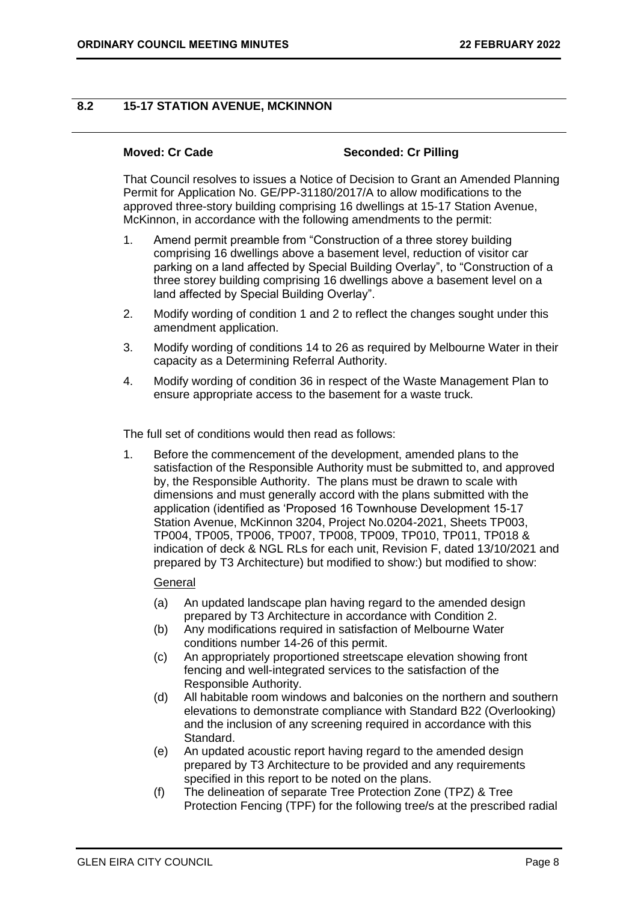## 8.2 15-17 STATION AVENUE, MCKINNON

**Moved: Cr Cade** **Seconded: Cr Pilling**

That Council resolves to issues a Notice of Decision to Grant an Amended Planning Permit for Application No. GE/PP-31180/2017/A to allow modifications to the approved three-story building comprising 16 dwellings at 15-17 Station Avenue, McKinnon, in accordance with the following amendments to the permit:

1. Amend permit preamble from "Construction of a three storey building comprising 16 dwellings above a basement level, reduction of visitor car parking on a land affected by Special Building Overlay", to "Construction of a three storey building comprising 16 dwellings above a basement level on a land affected by Special Building Overlay".
2. Modify wording of condition 1 and 2 to reflect the changes sought under this amendment application.
3. Modify wording of conditions 14 to 26 as required by Melbourne Water in their capacity as a Determining Referral Authority.
4. Modify wording of condition 36 in respect of the Waste Management Plan to ensure appropriate access to the basement for a waste truck.

The full set of conditions would then read as follows:

1. Before the commencement of the development, amended plans to the satisfaction of the Responsible Authority must be submitted to, and approved by, the Responsible Authority. The plans must be drawn to scale with dimensions and must generally accord with the plans submitted with the application (identified as 'Proposed 16 Townhouse Development 15-17 Station Avenue, McKinnon 3204, Project No.0204-2021, Sheets TP003, TP004, TP005, TP006, TP007, TP008, TP009, TP010, TP011, TP018 & indication of deck & NGL RLs for each unit, Revision F, dated 13/10/2021 and prepared by T3 Architecture) but modified to show:) but modified to show:

   General

   (a) An updated landscape plan having regard to the amended design prepared by T3 Architecture in accordance with Condition 2.
   (b) Any modifications required in satisfaction of Melbourne Water conditions number 14-26 of this permit.
   (c) An appropriately proportioned streetscape elevation showing front fencing and well-integrated services to the satisfaction of the Responsible Authority.
   (d) All habitable room windows and balconies on the northern and southern elevations to demonstrate compliance with Standard B22 (Overlooking) and the inclusion of any screening required in accordance with this Standard.
   (e) An updated acoustic report having regard to the amended design prepared by T3 Architecture to be provided and any requirements specified in this report to be noted on the plans.
   (f) The delineation of separate Tree Protection Zone (TPZ) & Tree Protection Fencing (TPF) for the following tree/s at the prescribed radial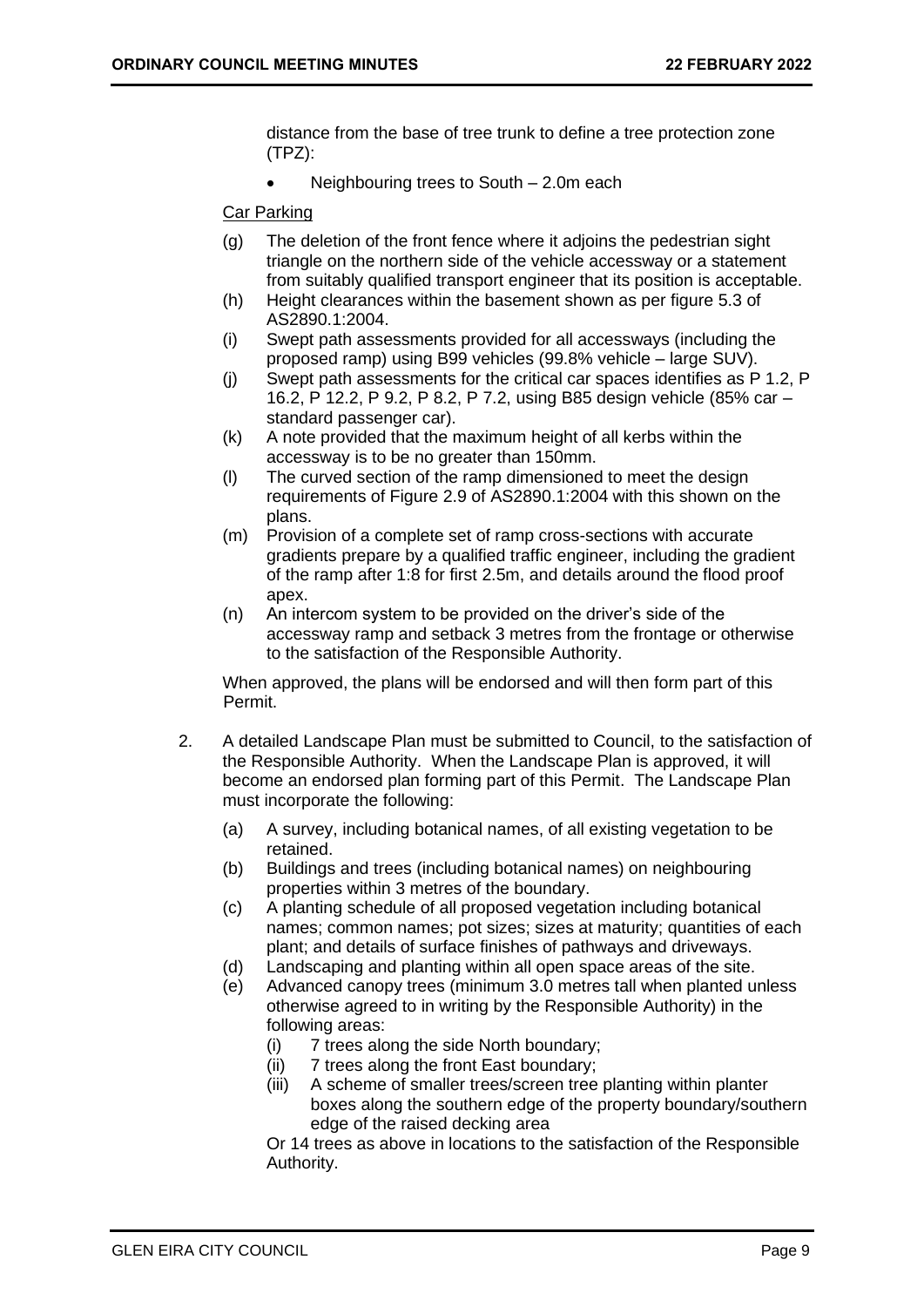distance from the base of tree trunk to define a tree protection zone (TPZ):

- Neighbouring trees to South – 2.0m each

Car Parking

(g) The deletion of the front fence where it adjoins the pedestrian sight triangle on the northern side of the vehicle accessway or a statement from suitably qualified transport engineer that its position is acceptable.
(h) Height clearances within the basement shown as per figure 5.3 of AS2890.1:2004.
(i) Swept path assessments provided for all accessways (including the proposed ramp) using B99 vehicles (99.8% vehicle – large SUV).
(j) Swept path assessments for the critical car spaces identifies as P 1.2, P 16.2, P 12.2, P 9.2, P 8.2, P 7.2, using B85 design vehicle (85% car – standard passenger car).
(k) A note provided that the maximum height of all kerbs within the accessway is to be no greater than 150mm.
(l) The curved section of the ramp dimensioned to meet the design requirements of Figure 2.9 of AS2890.1:2004 with this shown on the plans.
(m) Provision of a complete set of ramp cross-sections with accurate gradients prepare by a qualified traffic engineer, including the gradient of the ramp after 1:8 for first 2.5m, and details around the flood proof apex.
(n) An intercom system to be provided on the driver's side of the accessway ramp and setback 3 metres from the frontage or otherwise to the satisfaction of the Responsible Authority.

When approved, the plans will be endorsed and will then form part of this Permit.

2. A detailed Landscape Plan must be submitted to Council, to the satisfaction of the Responsible Authority. When the Landscape Plan is approved, it will become an endorsed plan forming part of this Permit. The Landscape Plan must incorporate the following:

   (a) A survey, including botanical names, of all existing vegetation to be retained.
   (b) Buildings and trees (including botanical names) on neighbouring properties within 3 metres of the boundary.
   (c) A planting schedule of all proposed vegetation including botanical names; common names; pot sizes; sizes at maturity; quantities of each plant; and details of surface finishes of pathways and driveways.
   (d) Landscaping and planting within all open space areas of the site.
   (e) Advanced canopy trees (minimum 3.0 metres tall when planted unless otherwise agreed to in writing by the Responsible Authority) in the following areas:
      (i) 7 trees along the side North boundary;
      (ii) 7 trees along the front East boundary;
      (iii) A scheme of smaller trees/screen tree planting within planter boxes along the southern edge of the property boundary/southern edge of the raised decking area

   Or 14 trees as above in locations to the satisfaction of the Responsible Authority.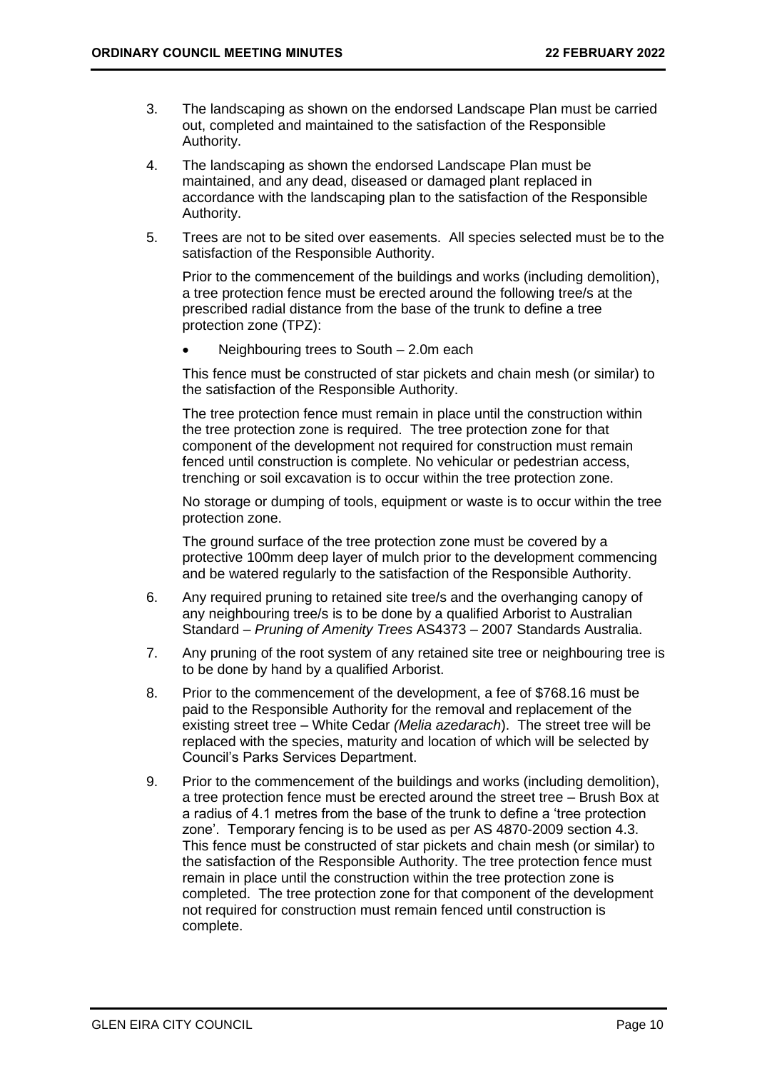3. The landscaping as shown on the endorsed Landscape Plan must be carried out, completed and maintained to the satisfaction of the Responsible Authority.

4. The landscaping as shown the endorsed Landscape Plan must be maintained, and any dead, diseased or damaged plant replaced in accordance with the landscaping plan to the satisfaction of the Responsible Authority.

5. Trees are not to be sited over easements. All species selected must be to the satisfaction of the Responsible Authority.

   Prior to the commencement of the buildings and works (including demolition), a tree protection fence must be erected around the following tree/s at the prescribed radial distance from the base of the trunk to define a tree protection zone (TPZ):

   - Neighbouring trees to South – 2.0m each

   This fence must be constructed of star pickets and chain mesh (or similar) to the satisfaction of the Responsible Authority.

   The tree protection fence must remain in place until the construction within the tree protection zone is required. The tree protection zone for that component of the development not required for construction must remain fenced until construction is complete. No vehicular or pedestrian access, trenching or soil excavation is to occur within the tree protection zone.

   No storage or dumping of tools, equipment or waste is to occur within the tree protection zone.

   The ground surface of the tree protection zone must be covered by a protective 100mm deep layer of mulch prior to the development commencing and be watered regularly to the satisfaction of the Responsible Authority.

6. Any required pruning to retained site tree/s and the overhanging canopy of any neighbouring tree/s is to be done by a qualified Arborist to Australian Standard – *Pruning of Amenity Trees* AS4373 – 2007 Standards Australia.

7. Any pruning of the root system of any retained site tree or neighbouring tree is to be done by hand by a qualified Arborist.

8. Prior to the commencement of the development, a fee of $768.16 must be paid to the Responsible Authority for the removal and replacement of the existing street tree – White Cedar *(Melia azedarach*). The street tree will be replaced with the species, maturity and location of which will be selected by Council's Parks Services Department.

9. Prior to the commencement of the buildings and works (including demolition), a tree protection fence must be erected around the street tree – Brush Box at a radius of 4.1 metres from the base of the trunk to define a 'tree protection zone'. Temporary fencing is to be used as per AS 4870-2009 section 4.3. This fence must be constructed of star pickets and chain mesh (or similar) to the satisfaction of the Responsible Authority. The tree protection fence must remain in place until the construction within the tree protection zone is completed. The tree protection zone for that component of the development not required for construction must remain fenced until construction is complete.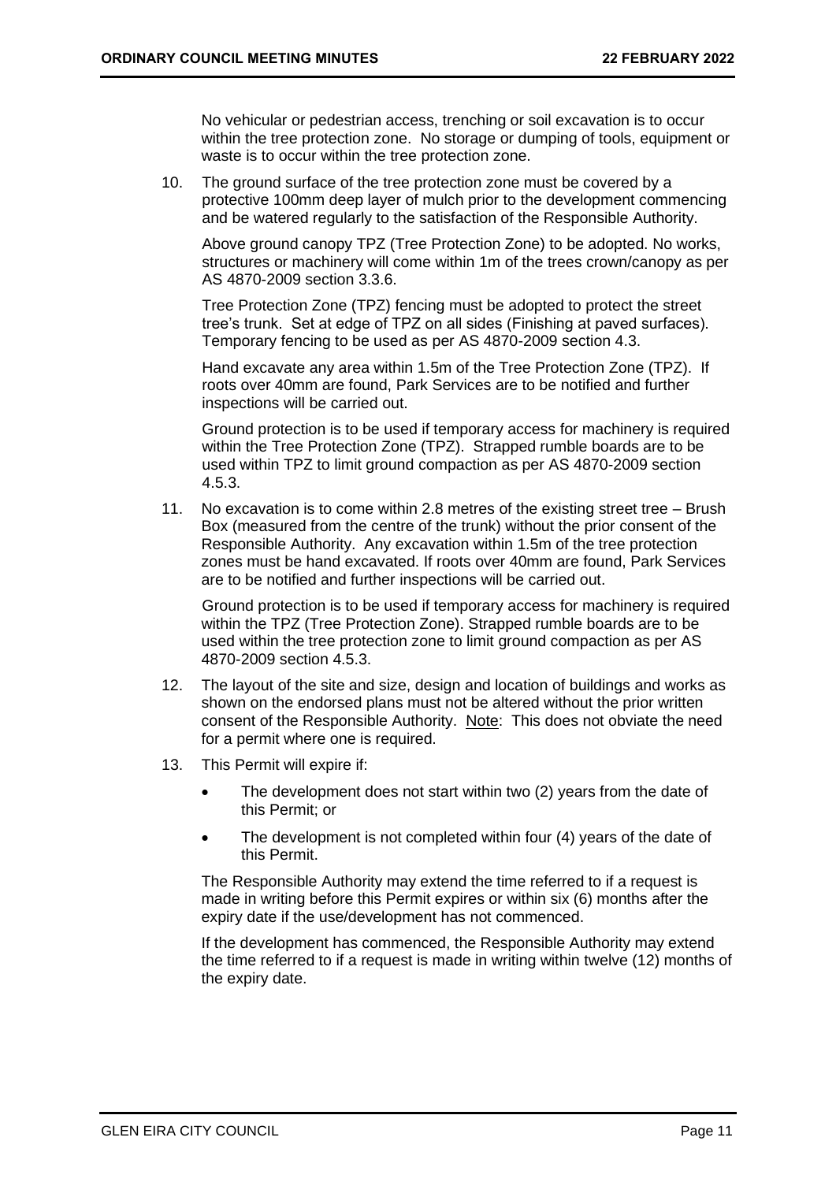No vehicular or pedestrian access, trenching or soil excavation is to occur within the tree protection zone. No storage or dumping of tools, equipment or waste is to occur within the tree protection zone.

10. The ground surface of the tree protection zone must be covered by a protective 100mm deep layer of mulch prior to the development commencing and be watered regularly to the satisfaction of the Responsible Authority.

    Above ground canopy TPZ (Tree Protection Zone) to be adopted. No works, structures or machinery will come within 1m of the trees crown/canopy as per AS 4870-2009 section 3.3.6.

    Tree Protection Zone (TPZ) fencing must be adopted to protect the street tree's trunk. Set at edge of TPZ on all sides (Finishing at paved surfaces). Temporary fencing to be used as per AS 4870-2009 section 4.3.

    Hand excavate any area within 1.5m of the Tree Protection Zone (TPZ). If roots over 40mm are found, Park Services are to be notified and further inspections will be carried out.

    Ground protection is to be used if temporary access for machinery is required within the Tree Protection Zone (TPZ). Strapped rumble boards are to be used within TPZ to limit ground compaction as per AS 4870-2009 section 4.5.3.

11. No excavation is to come within 2.8 metres of the existing street tree – Brush Box (measured from the centre of the trunk) without the prior consent of the Responsible Authority. Any excavation within 1.5m of the tree protection zones must be hand excavated. If roots over 40mm are found, Park Services are to be notified and further inspections will be carried out.

    Ground protection is to be used if temporary access for machinery is required within the TPZ (Tree Protection Zone). Strapped rumble boards are to be used within the tree protection zone to limit ground compaction as per AS 4870-2009 section 4.5.3.

12. The layout of the site and size, design and location of buildings and works as shown on the endorsed plans must not be altered without the prior written consent of the Responsible Authority. <u>Note</u>: This does not obviate the need for a permit where one is required.

13. This Permit will expire if:

    - The development does not start within two (2) years from the date of this Permit; or
    - The development is not completed within four (4) years of the date of this Permit.

    The Responsible Authority may extend the time referred to if a request is made in writing before this Permit expires or within six (6) months after the expiry date if the use/development has not commenced.

    If the development has commenced, the Responsible Authority may extend the time referred to if a request is made in writing within twelve (12) months of the expiry date.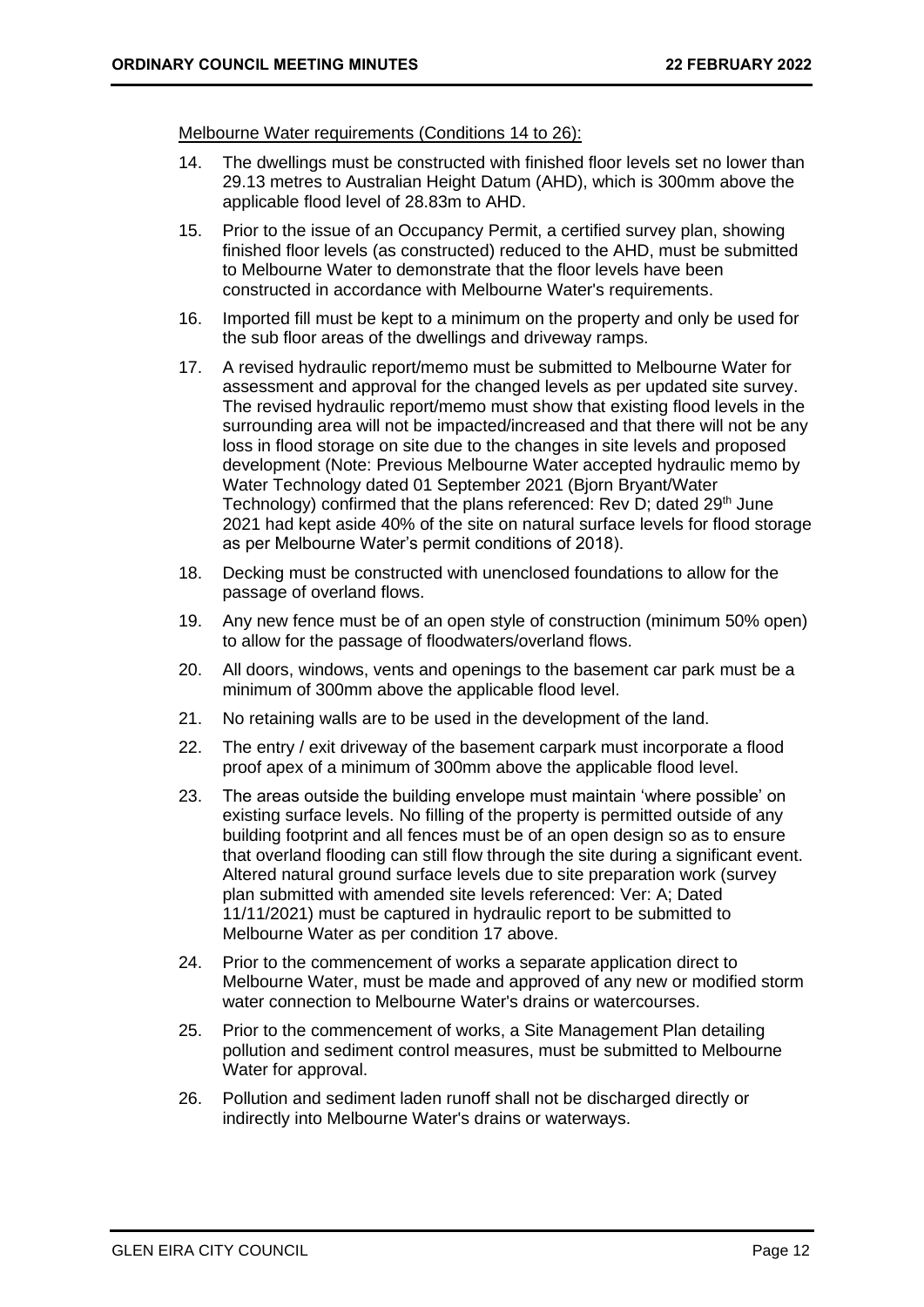Melbourne Water requirements (Conditions 14 to 26):

14. The dwellings must be constructed with finished floor levels set no lower than 29.13 metres to Australian Height Datum (AHD), which is 300mm above the applicable flood level of 28.83m to AHD.
15. Prior to the issue of an Occupancy Permit, a certified survey plan, showing finished floor levels (as constructed) reduced to the AHD, must be submitted to Melbourne Water to demonstrate that the floor levels have been constructed in accordance with Melbourne Water's requirements.
16. Imported fill must be kept to a minimum on the property and only be used for the sub floor areas of the dwellings and driveway ramps.
17. A revised hydraulic report/memo must be submitted to Melbourne Water for assessment and approval for the changed levels as per updated site survey. The revised hydraulic report/memo must show that existing flood levels in the surrounding area will not be impacted/increased and that there will not be any loss in flood storage on site due to the changes in site levels and proposed development (Note: Previous Melbourne Water accepted hydraulic memo by Water Technology dated 01 September 2021 (Bjorn Bryant/Water Technology) confirmed that the plans referenced: Rev D; dated 29th June 2021 had kept aside 40% of the site on natural surface levels for flood storage as per Melbourne Water's permit conditions of 2018).
18. Decking must be constructed with unenclosed foundations to allow for the passage of overland flows.
19. Any new fence must be of an open style of construction (minimum 50% open) to allow for the passage of floodwaters/overland flows.
20. All doors, windows, vents and openings to the basement car park must be a minimum of 300mm above the applicable flood level.
21. No retaining walls are to be used in the development of the land.
22. The entry / exit driveway of the basement carpark must incorporate a flood proof apex of a minimum of 300mm above the applicable flood level.
23. The areas outside the building envelope must maintain 'where possible' on existing surface levels. No filling of the property is permitted outside of any building footprint and all fences must be of an open design so as to ensure that overland flooding can still flow through the site during a significant event. Altered natural ground surface levels due to site preparation work (survey plan submitted with amended site levels referenced: Ver: A; Dated 11/11/2021) must be captured in hydraulic report to be submitted to Melbourne Water as per condition 17 above.
24. Prior to the commencement of works a separate application direct to Melbourne Water, must be made and approved of any new or modified storm water connection to Melbourne Water's drains or watercourses.
25. Prior to the commencement of works, a Site Management Plan detailing pollution and sediment control measures, must be submitted to Melbourne Water for approval.
26. Pollution and sediment laden runoff shall not be discharged directly or indirectly into Melbourne Water's drains or waterways.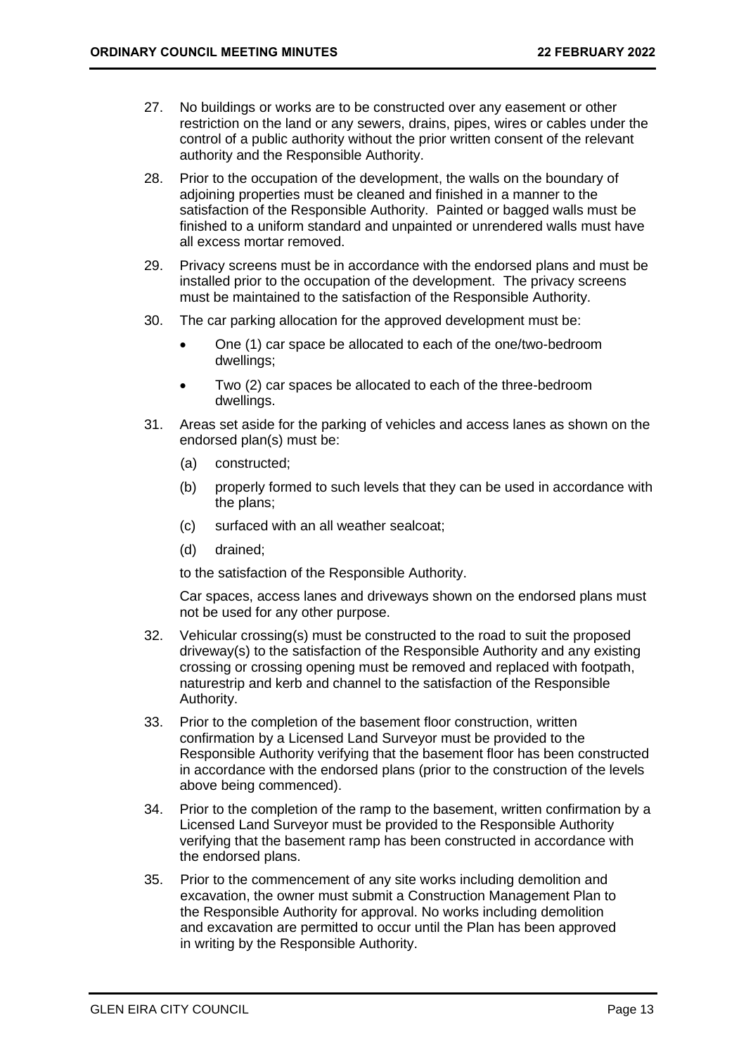27. No buildings or works are to be constructed over any easement or other restriction on the land or any sewers, drains, pipes, wires or cables under the control of a public authority without the prior written consent of the relevant authority and the Responsible Authority.

28. Prior to the occupation of the development, the walls on the boundary of adjoining properties must be cleaned and finished in a manner to the satisfaction of the Responsible Authority. Painted or bagged walls must be finished to a uniform standard and unpainted or unrendered walls must have all excess mortar removed.

29. Privacy screens must be in accordance with the endorsed plans and must be installed prior to the occupation of the development. The privacy screens must be maintained to the satisfaction of the Responsible Authority.

30. The car parking allocation for the approved development must be:

    - One (1) car space be allocated to each of the one/two-bedroom dwellings;
    - Two (2) car spaces be allocated to each of the three-bedroom dwellings.

31. Areas set aside for the parking of vehicles and access lanes as shown on the endorsed plan(s) must be:

    (a) constructed;

    (b) properly formed to such levels that they can be used in accordance with the plans;

    (c) surfaced with an all weather sealcoat;

    (d) drained;

    to the satisfaction of the Responsible Authority.

    Car spaces, access lanes and driveways shown on the endorsed plans must not be used for any other purpose.

32. Vehicular crossing(s) must be constructed to the road to suit the proposed driveway(s) to the satisfaction of the Responsible Authority and any existing crossing or crossing opening must be removed and replaced with footpath, naturestrip and kerb and channel to the satisfaction of the Responsible Authority.

33. Prior to the completion of the basement floor construction, written confirmation by a Licensed Land Surveyor must be provided to the Responsible Authority verifying that the basement floor has been constructed in accordance with the endorsed plans (prior to the construction of the levels above being commenced).

34. Prior to the completion of the ramp to the basement, written confirmation by a Licensed Land Surveyor must be provided to the Responsible Authority verifying that the basement ramp has been constructed in accordance with the endorsed plans.

35. Prior to the commencement of any site works including demolition and excavation, the owner must submit a Construction Management Plan to the Responsible Authority for approval. No works including demolition and excavation are permitted to occur until the Plan has been approved in writing by the Responsible Authority.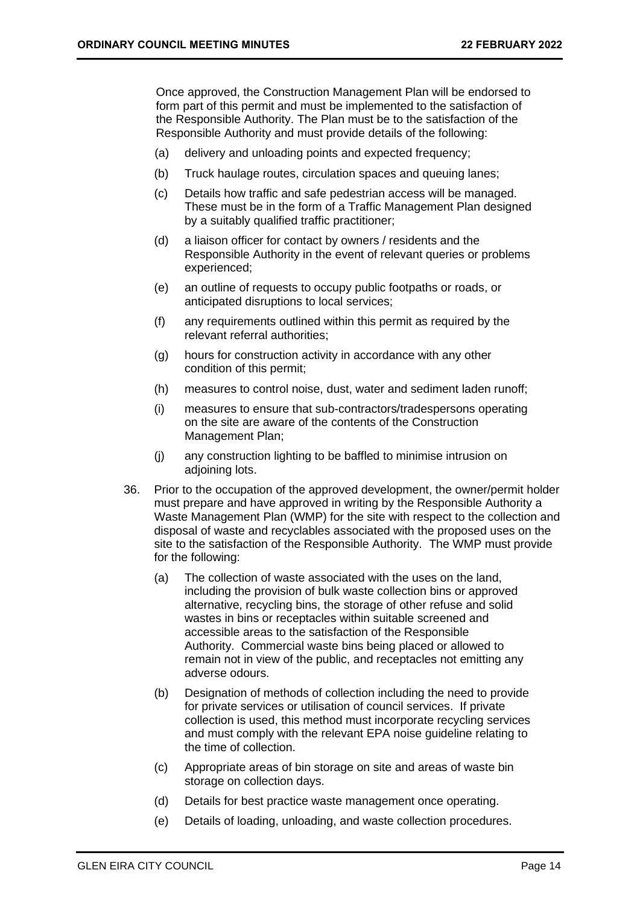Once approved, the Construction Management Plan will be endorsed to form part of this permit and must be implemented to the satisfaction of the Responsible Authority. The Plan must be to the satisfaction of the Responsible Authority and must provide details of the following:

(a) delivery and unloading points and expected frequency;

(b) Truck haulage routes, circulation spaces and queuing lanes;

(c) Details how traffic and safe pedestrian access will be managed. These must be in the form of a Traffic Management Plan designed by a suitably qualified traffic practitioner;

(d) a liaison officer for contact by owners / residents and the Responsible Authority in the event of relevant queries or problems experienced;

(e) an outline of requests to occupy public footpaths or roads, or anticipated disruptions to local services;

(f) any requirements outlined within this permit as required by the relevant referral authorities;

(g) hours for construction activity in accordance with any other condition of this permit;

(h) measures to control noise, dust, water and sediment laden runoff;

(i) measures to ensure that sub-contractors/tradespersons operating on the site are aware of the contents of the Construction Management Plan;

(j) any construction lighting to be baffled to minimise intrusion on adjoining lots.

36. Prior to the occupation of the approved development, the owner/permit holder must prepare and have approved in writing by the Responsible Authority a Waste Management Plan (WMP) for the site with respect to the collection and disposal of waste and recyclables associated with the proposed uses on the site to the satisfaction of the Responsible Authority. The WMP must provide for the following:

    (a) The collection of waste associated with the uses on the land, including the provision of bulk waste collection bins or approved alternative, recycling bins, the storage of other refuse and solid wastes in bins or receptacles within suitable screened and accessible areas to the satisfaction of the Responsible Authority. Commercial waste bins being placed or allowed to remain not in view of the public, and receptacles not emitting any adverse odours.

    (b) Designation of methods of collection including the need to provide for private services or utilisation of council services. If private collection is used, this method must incorporate recycling services and must comply with the relevant EPA noise guideline relating to the time of collection.

    (c) Appropriate areas of bin storage on site and areas of waste bin storage on collection days.

    (d) Details for best practice waste management once operating.

    (e) Details of loading, unloading, and waste collection procedures.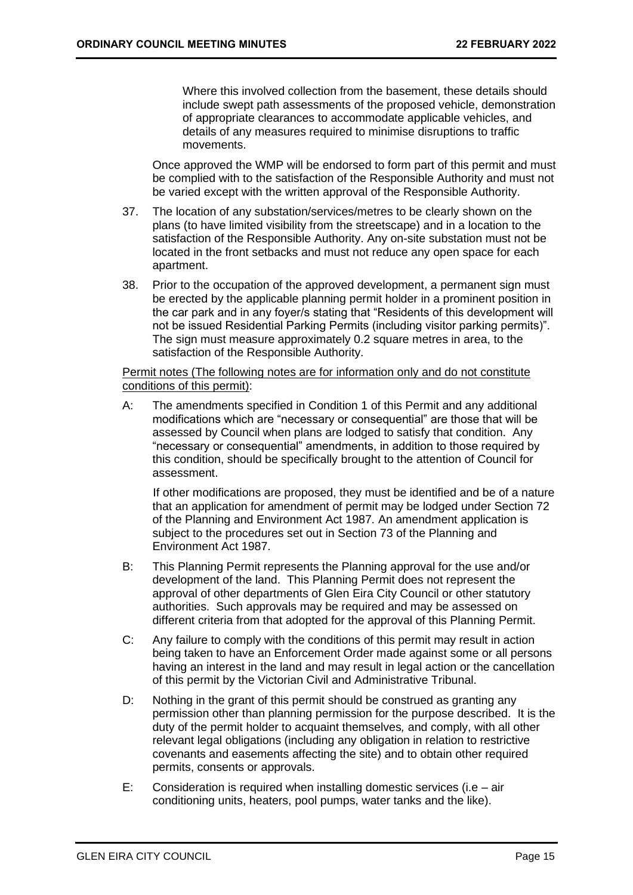Where this involved collection from the basement, these details should include swept path assessments of the proposed vehicle, demonstration of appropriate clearances to accommodate applicable vehicles, and details of any measures required to minimise disruptions to traffic movements.

Once approved the WMP will be endorsed to form part of this permit and must be complied with to the satisfaction of the Responsible Authority and must not be varied except with the written approval of the Responsible Authority.

37. The location of any substation/services/metres to be clearly shown on the plans (to have limited visibility from the streetscape) and in a location to the satisfaction of the Responsible Authority. Any on-site substation must not be located in the front setbacks and must not reduce any open space for each apartment.

38. Prior to the occupation of the approved development, a permanent sign must be erected by the applicable planning permit holder in a prominent position in the car park and in any foyer/s stating that "Residents of this development will not be issued Residential Parking Permits (including visitor parking permits)". The sign must measure approximately 0.2 square metres in area, to the satisfaction of the Responsible Authority.

<u>Permit notes (The following notes are for information only and do not constitute conditions of this permit)</u>:

A: The amendments specified in Condition 1 of this Permit and any additional modifications which are "necessary or consequential" are those that will be assessed by Council when plans are lodged to satisfy that condition. Any "necessary or consequential" amendments, in addition to those required by this condition, should be specifically brought to the attention of Council for assessment.

If other modifications are proposed, they must be identified and be of a nature that an application for amendment of permit may be lodged under Section 72 of the Planning and Environment Act 1987. An amendment application is subject to the procedures set out in Section 73 of the Planning and Environment Act 1987.

B: This Planning Permit represents the Planning approval for the use and/or development of the land. This Planning Permit does not represent the approval of other departments of Glen Eira City Council or other statutory authorities. Such approvals may be required and may be assessed on different criteria from that adopted for the approval of this Planning Permit.

C: Any failure to comply with the conditions of this permit may result in action being taken to have an Enforcement Order made against some or all persons having an interest in the land and may result in legal action or the cancellation of this permit by the Victorian Civil and Administrative Tribunal.

D: Nothing in the grant of this permit should be construed as granting any permission other than planning permission for the purpose described. It is the duty of the permit holder to acquaint themselves*,* and comply, with all other relevant legal obligations (including any obligation in relation to restrictive covenants and easements affecting the site) and to obtain other required permits, consents or approvals.

E: Consideration is required when installing domestic services (i.e – air conditioning units, heaters, pool pumps, water tanks and the like).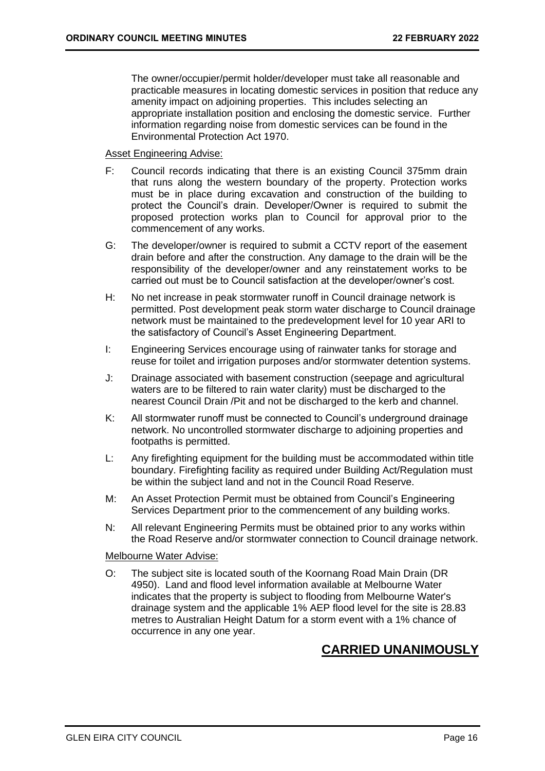The owner/occupier/permit holder/developer must take all reasonable and practicable measures in locating domestic services in position that reduce any amenity impact on adjoining properties. This includes selecting an appropriate installation position and enclosing the domestic service. Further information regarding noise from domestic services can be found in the Environmental Protection Act 1970.

Asset Engineering Advise:

F: Council records indicating that there is an existing Council 375mm drain that runs along the western boundary of the property. Protection works must be in place during excavation and construction of the building to protect the Council's drain. Developer/Owner is required to submit the proposed protection works plan to Council for approval prior to the commencement of any works.

G: The developer/owner is required to submit a CCTV report of the easement drain before and after the construction. Any damage to the drain will be the responsibility of the developer/owner and any reinstatement works to be carried out must be to Council satisfaction at the developer/owner's cost.

H: No net increase in peak stormwater runoff in Council drainage network is permitted. Post development peak storm water discharge to Council drainage network must be maintained to the predevelopment level for 10 year ARI to the satisfactory of Council's Asset Engineering Department.

I: Engineering Services encourage using of rainwater tanks for storage and reuse for toilet and irrigation purposes and/or stormwater detention systems.

J: Drainage associated with basement construction (seepage and agricultural waters are to be filtered to rain water clarity) must be discharged to the nearest Council Drain /Pit and not be discharged to the kerb and channel.

K: All stormwater runoff must be connected to Council's underground drainage network. No uncontrolled stormwater discharge to adjoining properties and footpaths is permitted.

L: Any firefighting equipment for the building must be accommodated within title boundary. Firefighting facility as required under Building Act/Regulation must be within the subject land and not in the Council Road Reserve.

M: An Asset Protection Permit must be obtained from Council's Engineering Services Department prior to the commencement of any building works.

N: All relevant Engineering Permits must be obtained prior to any works within the Road Reserve and/or stormwater connection to Council drainage network.

Melbourne Water Advise:

O: The subject site is located south of the Koornang Road Main Drain (DR 4950). Land and flood level information available at Melbourne Water indicates that the property is subject to flooding from Melbourne Water's drainage system and the applicable 1% AEP flood level for the site is 28.83 metres to Australian Height Datum for a storm event with a 1% chance of occurrence in any one year.

**CARRIED UNANIMOUSLY**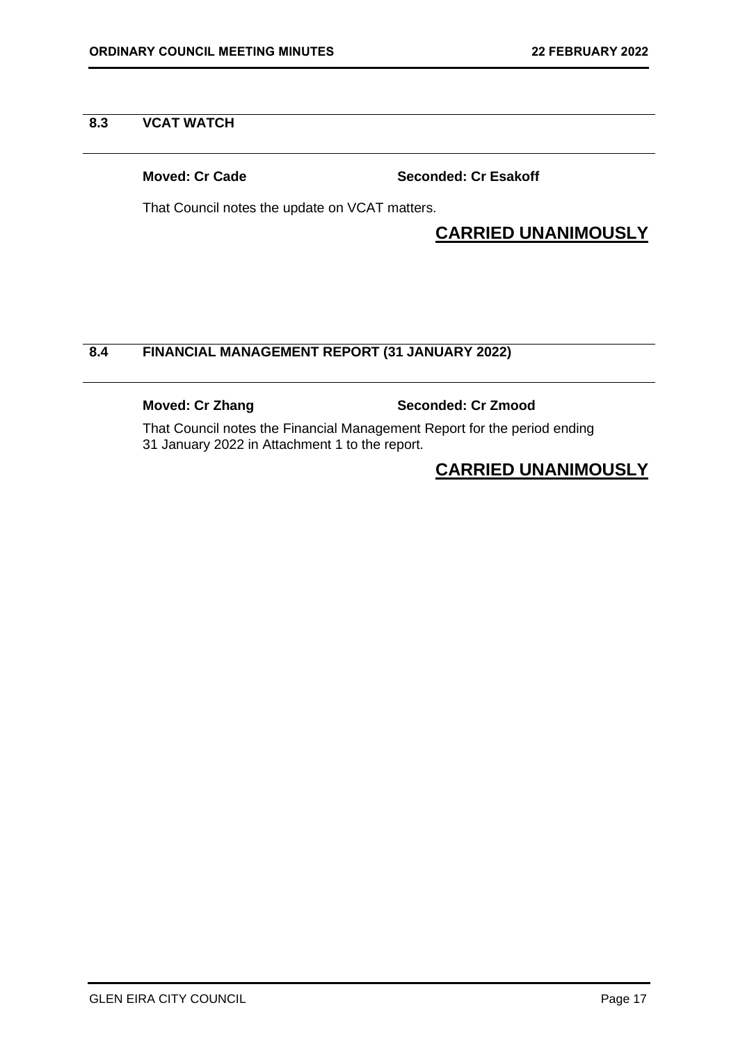## 8.3 VCAT WATCH

**Moved: Cr Cade** **Seconded: Cr Esakoff**

That Council notes the update on VCAT matters.

**CARRIED UNANIMOUSLY**

## 8.4 FINANCIAL MANAGEMENT REPORT (31 JANUARY 2022)

**Moved: Cr Zhang** **Seconded: Cr Zmood**

That Council notes the Financial Management Report for the period ending 31 January 2022 in Attachment 1 to the report.

**CARRIED UNANIMOUSLY**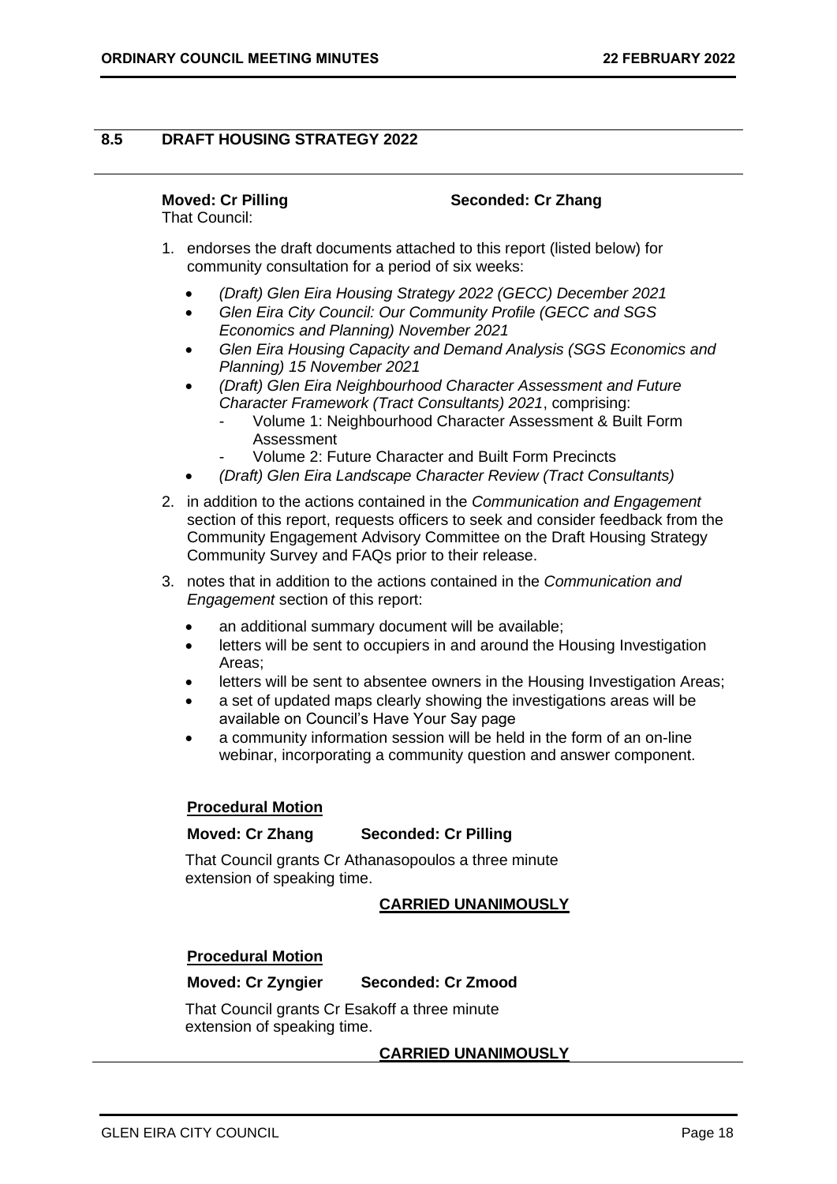## 8.5 DRAFT HOUSING STRATEGY 2022

**Moved: Cr Pilling** **Seconded: Cr Zhang**

That Council:

1. endorses the draft documents attached to this report (listed below) for community consultation for a period of six weeks:
   - *(Draft) Glen Eira Housing Strategy 2022 (GECC) December 2021*
   - *Glen Eira City Council: Our Community Profile (GECC and SGS Economics and Planning) November 2021*
   - *Glen Eira Housing Capacity and Demand Analysis (SGS Economics and Planning) 15 November 2021*
   - *(Draft) Glen Eira Neighbourhood Character Assessment and Future Character Framework (Tract Consultants) 2021*, comprising:
     - Volume 1: Neighbourhood Character Assessment & Built Form Assessment
     - Volume 2: Future Character and Built Form Precincts
   - *(Draft) Glen Eira Landscape Character Review (Tract Consultants)*
2. in addition to the actions contained in the *Communication and Engagement* section of this report, requests officers to seek and consider feedback from the Community Engagement Advisory Committee on the Draft Housing Strategy Community Survey and FAQs prior to their release.
3. notes that in addition to the actions contained in the *Communication and Engagement* section of this report:
   - an additional summary document will be available;
   - letters will be sent to occupiers in and around the Housing Investigation Areas;
   - letters will be sent to absentee owners in the Housing Investigation Areas;
   - a set of updated maps clearly showing the investigations areas will be available on Council's Have Your Say page
   - a community information session will be held in the form of an on-line webinar, incorporating a community question and answer component.

**Procedural Motion**

**Moved: Cr Zhang** **Seconded: Cr Pilling**

That Council grants Cr Athanasopoulos a three minute extension of speaking time.

**CARRIED UNANIMOUSLY**

**Procedural Motion**

**Moved: Cr Zyngier** **Seconded: Cr Zmood**

That Council grants Cr Esakoff a three minute extension of speaking time.

**CARRIED UNANIMOUSLY**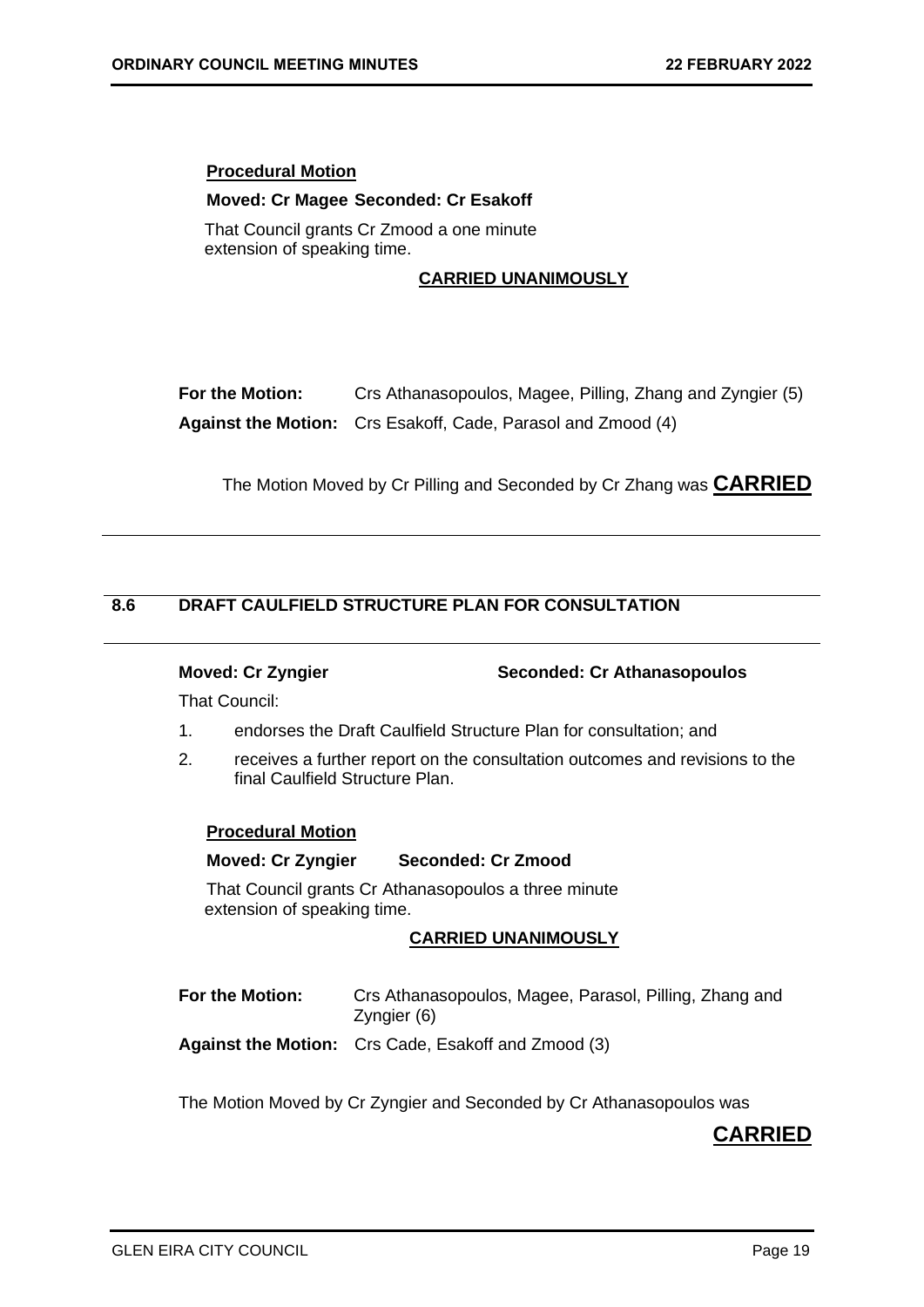**Procedural Motion**

**Moved: Cr Magee Seconded: Cr Esakoff**

That Council grants Cr Zmood a one minute extension of speaking time.

**CARRIED UNANIMOUSLY**

| | |
|---|---|
| **For the Motion:** | Crs Athanasopoulos, Magee, Pilling, Zhang and Zyngier (5) |
| **Against the Motion:** | Crs Esakoff, Cade, Parasol and Zmood (4) |

The Motion Moved by Cr Pilling and Seconded by Cr Zhang was **CARRIED**

## 8.6 DRAFT CAULFIELD STRUCTURE PLAN FOR CONSULTATION

**Moved: Cr Zyngier Seconded: Cr Athanasopoulos**

That Council:

1. endorses the Draft Caulfield Structure Plan for consultation; and
2. receives a further report on the consultation outcomes and revisions to the final Caulfield Structure Plan.

**Procedural Motion**

**Moved: Cr Zyngier Seconded: Cr Zmood**

That Council grants Cr Athanasopoulos a three minute extension of speaking time.

**CARRIED UNANIMOUSLY**

| | |
|---|---|
| **For the Motion:** | Crs Athanasopoulos, Magee, Parasol, Pilling, Zhang and Zyngier (6) |
| **Against the Motion:** | Crs Cade, Esakoff and Zmood (3) |

The Motion Moved by Cr Zyngier and Seconded by Cr Athanasopoulos was

**CARRIED**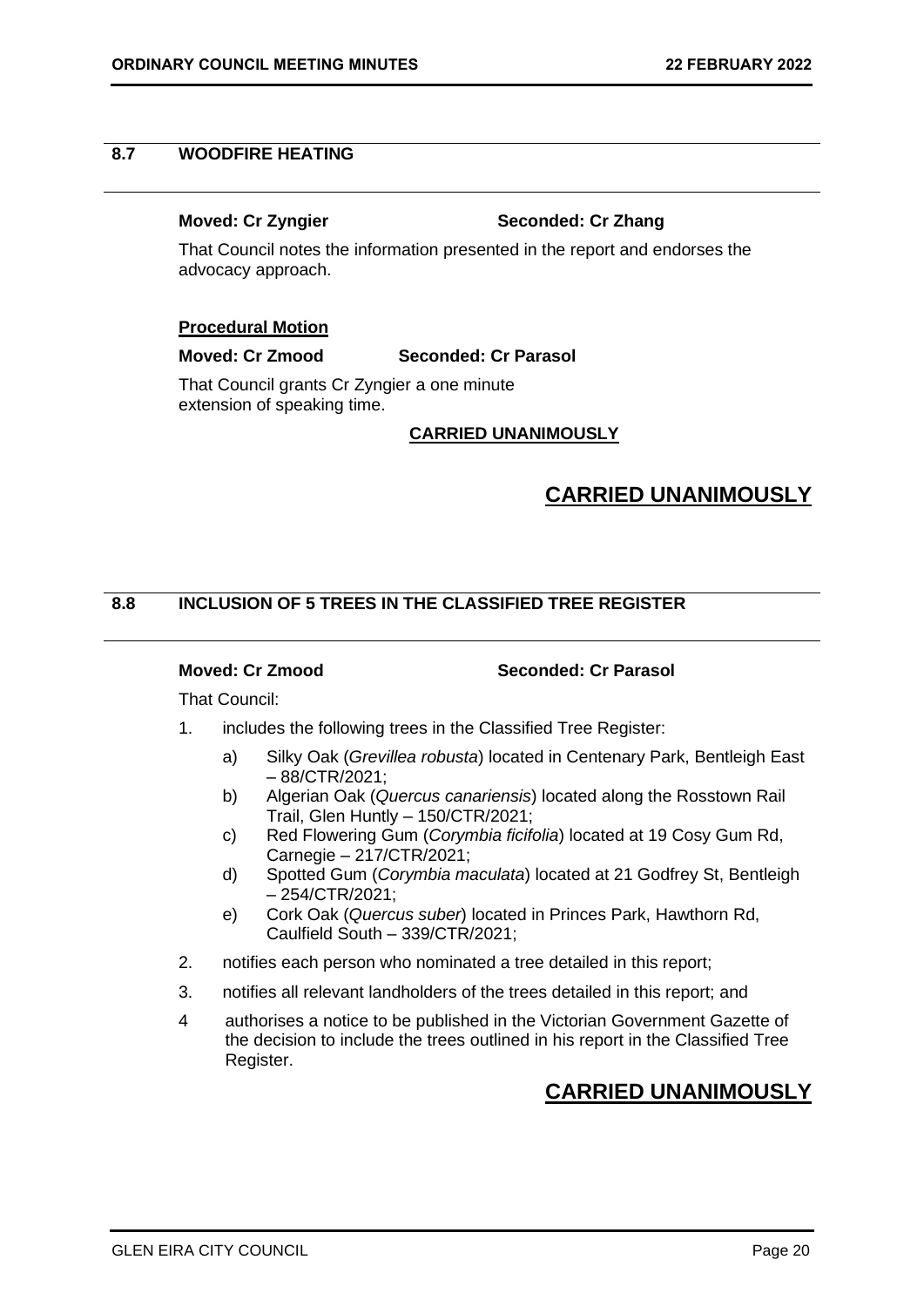## 8.7 WOODFIRE HEATING

**Moved: Cr Zyngier** **Seconded: Cr Zhang**

That Council notes the information presented in the report and endorses the advocacy approach.

**Procedural Motion**

**Moved: Cr Zmood** **Seconded: Cr Parasol**

That Council grants Cr Zyngier a one minute extension of speaking time.

**CARRIED UNANIMOUSLY**

**CARRIED UNANIMOUSLY**

## 8.8 INCLUSION OF 5 TREES IN THE CLASSIFIED TREE REGISTER

**Moved: Cr Zmood** **Seconded: Cr Parasol**

That Council:

1. includes the following trees in the Classified Tree Register:
   a) Silky Oak (*Grevillea robusta*) located in Centenary Park, Bentleigh East – 88/CTR/2021;
   b) Algerian Oak (*Quercus canariensis*) located along the Rosstown Rail Trail, Glen Huntly – 150/CTR/2021;
   c) Red Flowering Gum (*Corymbia ficifolia*) located at 19 Cosy Gum Rd, Carnegie – 217/CTR/2021;
   d) Spotted Gum (*Corymbia maculata*) located at 21 Godfrey St, Bentleigh – 254/CTR/2021;
   e) Cork Oak (*Quercus suber*) located in Princes Park, Hawthorn Rd, Caulfield South – 339/CTR/2021;
2. notifies each person who nominated a tree detailed in this report;
3. notifies all relevant landholders of the trees detailed in this report; and
4 authorises a notice to be published in the Victorian Government Gazette of the decision to include the trees outlined in his report in the Classified Tree Register.

**CARRIED UNANIMOUSLY**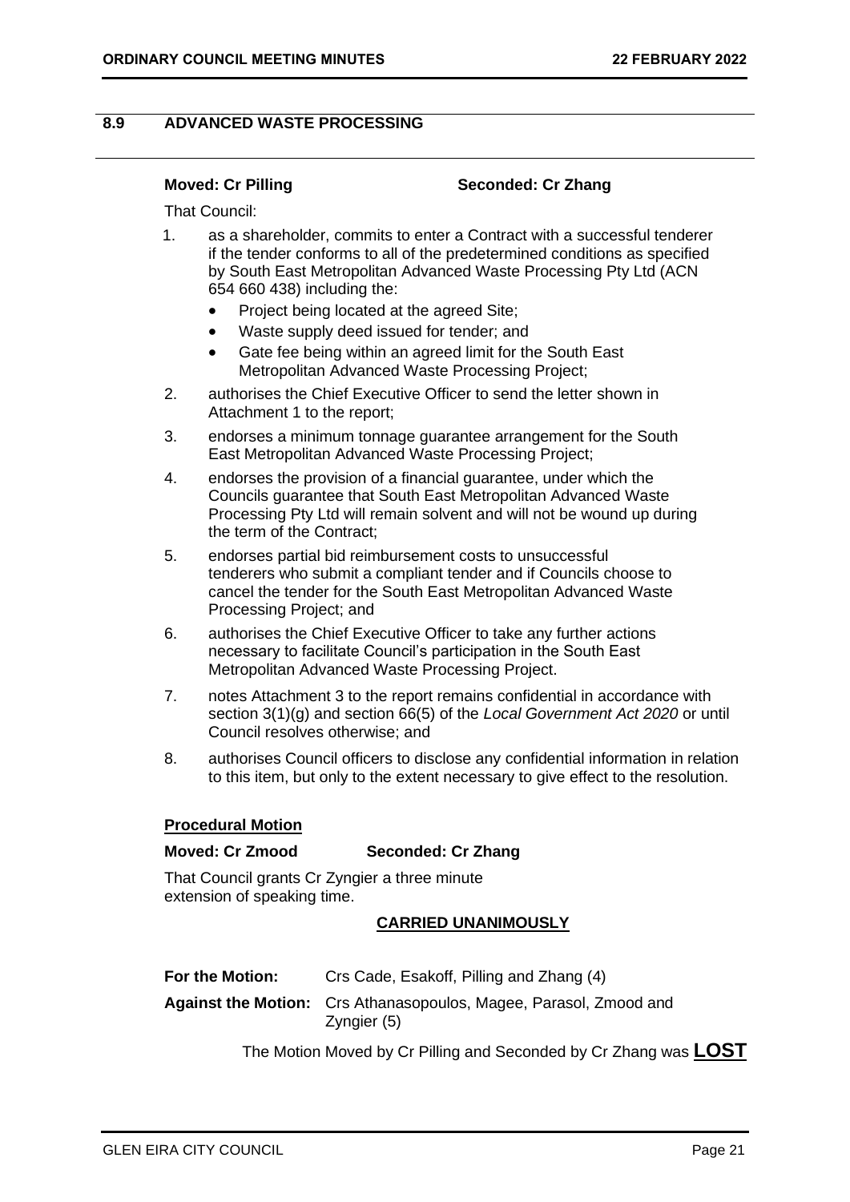## 8.9 ADVANCED WASTE PROCESSING

**Moved: Cr Pilling** **Seconded: Cr Zhang**

That Council:

1. as a shareholder, commits to enter a Contract with a successful tenderer if the tender conforms to all of the predetermined conditions as specified by South East Metropolitan Advanced Waste Processing Pty Ltd (ACN 654 660 438) including the:
   - Project being located at the agreed Site;
   - Waste supply deed issued for tender; and
   - Gate fee being within an agreed limit for the South East Metropolitan Advanced Waste Processing Project;
2. authorises the Chief Executive Officer to send the letter shown in Attachment 1 to the report;
3. endorses a minimum tonnage guarantee arrangement for the South East Metropolitan Advanced Waste Processing Project;
4. endorses the provision of a financial guarantee, under which the Councils guarantee that South East Metropolitan Advanced Waste Processing Pty Ltd will remain solvent and will not be wound up during the term of the Contract;
5. endorses partial bid reimbursement costs to unsuccessful tenderers who submit a compliant tender and if Councils choose to cancel the tender for the South East Metropolitan Advanced Waste Processing Project; and
6. authorises the Chief Executive Officer to take any further actions necessary to facilitate Council's participation in the South East Metropolitan Advanced Waste Processing Project.
7. notes Attachment 3 to the report remains confidential in accordance with section 3(1)(g) and section 66(5) of the *Local Government Act 2020* or until Council resolves otherwise; and
8. authorises Council officers to disclose any confidential information in relation to this item, but only to the extent necessary to give effect to the resolution.

**Procedural Motion**

**Moved: Cr Zmood** **Seconded: Cr Zhang**

That Council grants Cr Zyngier a three minute extension of speaking time.

**CARRIED UNANIMOUSLY**

**For the Motion:** Crs Cade, Esakoff, Pilling and Zhang (4)

**Against the Motion:** Crs Athanasopoulos, Magee, Parasol, Zmood and Zyngier (5)

The Motion Moved by Cr Pilling and Seconded by Cr Zhang was **LOST**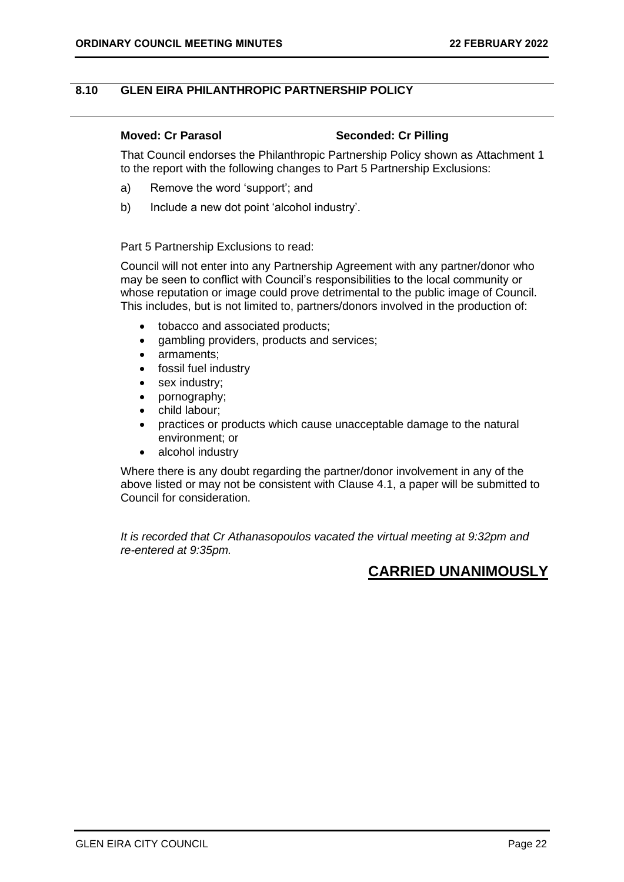## 8.10 GLEN EIRA PHILANTHROPIC PARTNERSHIP POLICY

**Moved: Cr Parasol** **Seconded: Cr Pilling**

That Council endorses the Philanthropic Partnership Policy shown as Attachment 1 to the report with the following changes to Part 5 Partnership Exclusions:

a) Remove the word 'support'; and

b) Include a new dot point 'alcohol industry'.

Part 5 Partnership Exclusions to read:

Council will not enter into any Partnership Agreement with any partner/donor who may be seen to conflict with Council's responsibilities to the local community or whose reputation or image could prove detrimental to the public image of Council. This includes, but is not limited to, partners/donors involved in the production of:

- tobacco and associated products;
- gambling providers, products and services;
- armaments;
- fossil fuel industry
- sex industry;
- pornography;
- child labour;
- practices or products which cause unacceptable damage to the natural environment; or
- alcohol industry

Where there is any doubt regarding the partner/donor involvement in any of the above listed or may not be consistent with Clause 4.1, a paper will be submitted to Council for consideration.

*It is recorded that Cr Athanasopoulos vacated the virtual meeting at 9:32pm and re-entered at 9:35pm.*

**CARRIED UNANIMOUSLY**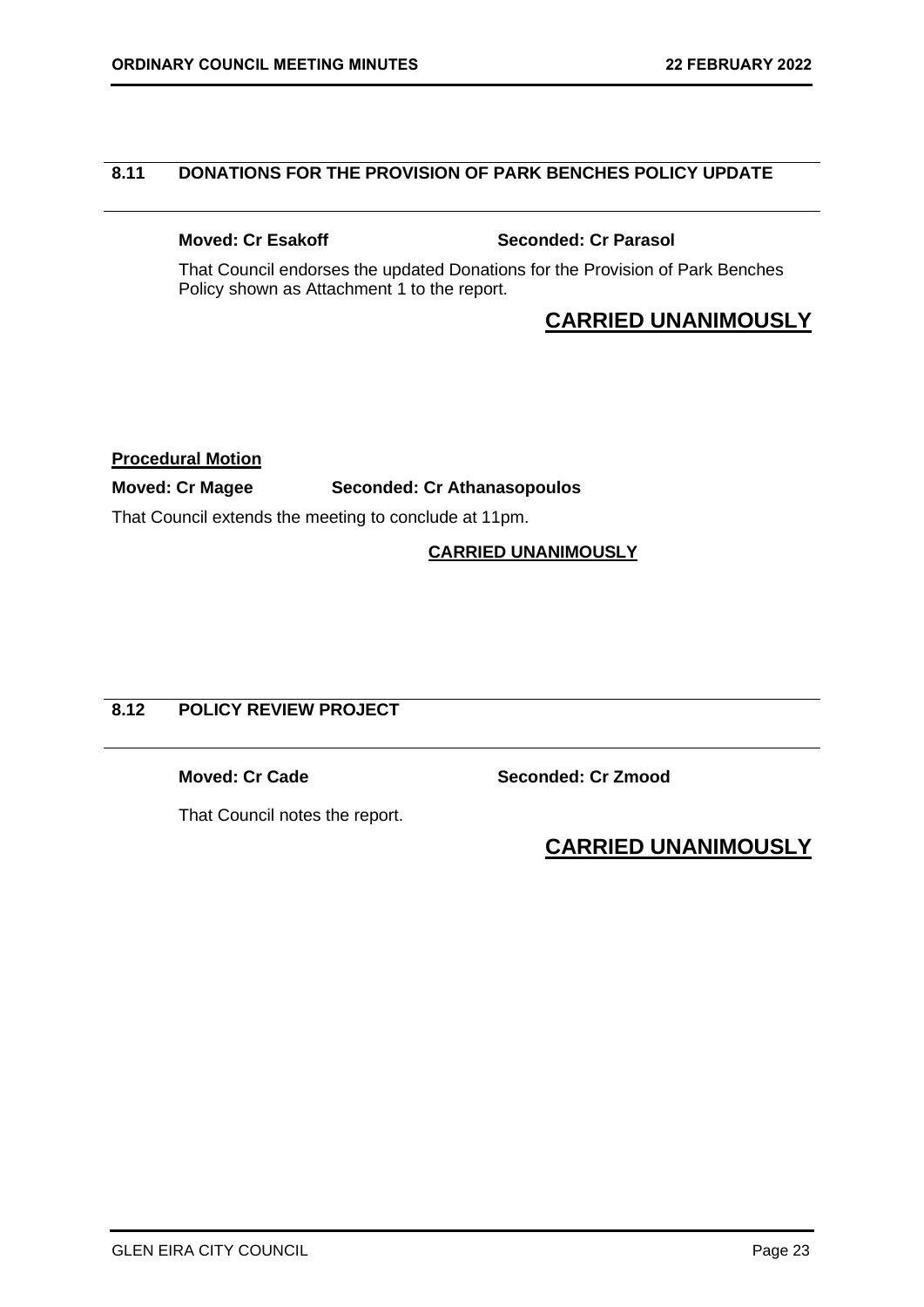## 8.11 DONATIONS FOR THE PROVISION OF PARK BENCHES POLICY UPDATE

**Moved: Cr Esakoff** **Seconded: Cr Parasol**

That Council endorses the updated Donations for the Provision of Park Benches Policy shown as Attachment 1 to the report.

**CARRIED UNANIMOUSLY**

**Procedural Motion**

**Moved: Cr Magee** **Seconded: Cr Athanasopoulos**

That Council extends the meeting to conclude at 11pm.

**CARRIED UNANIMOUSLY**

## 8.12 POLICY REVIEW PROJECT

**Moved: Cr Cade** **Seconded: Cr Zmood**

That Council notes the report.

**CARRIED UNANIMOUSLY**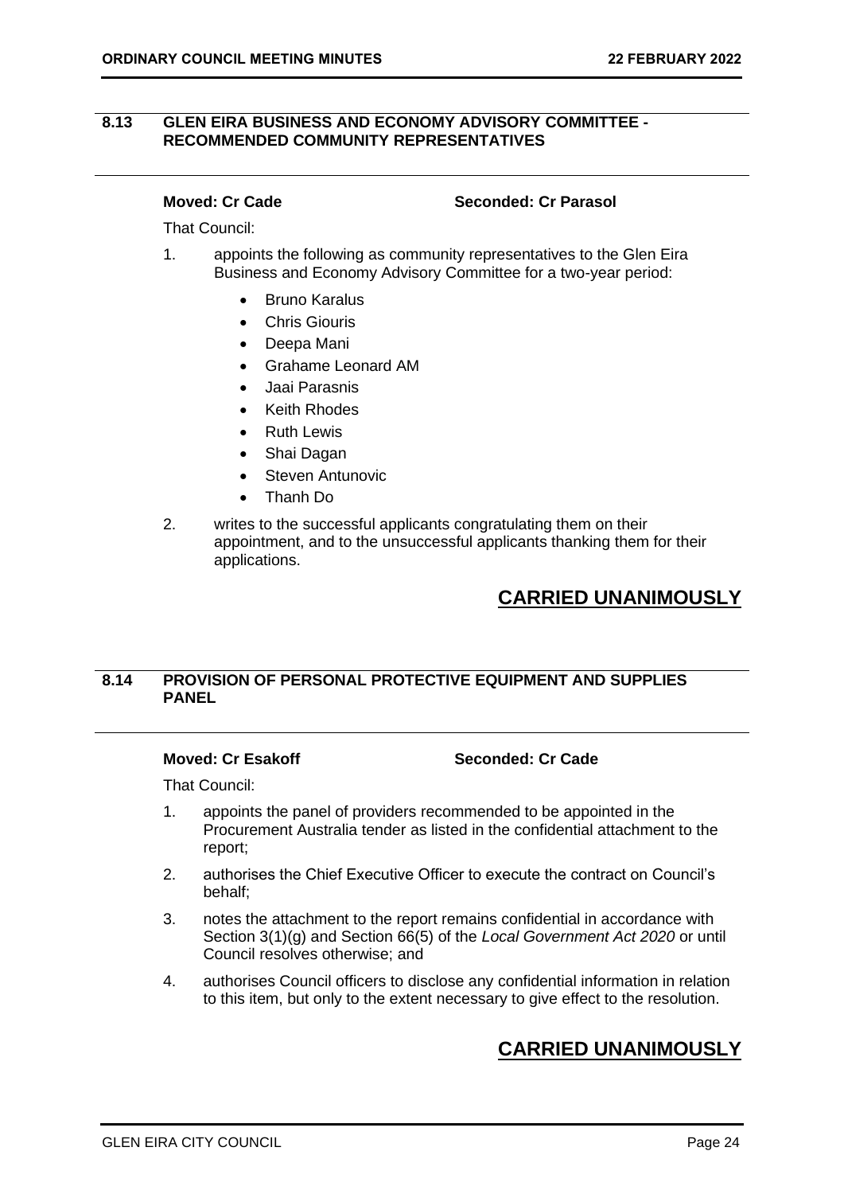## 8.13 GLEN EIRA BUSINESS AND ECONOMY ADVISORY COMMITTEE - RECOMMENDED COMMUNITY REPRESENTATIVES

**Moved: Cr Cade** **Seconded: Cr Parasol**

That Council:

1. appoints the following as community representatives to the Glen Eira Business and Economy Advisory Committee for a two-year period:
   - Bruno Karalus
   - Chris Giouris
   - Deepa Mani
   - Grahame Leonard AM
   - Jaai Parasnis
   - Keith Rhodes
   - Ruth Lewis
   - Shai Dagan
   - Steven Antunovic
   - Thanh Do
2. writes to the successful applicants congratulating them on their appointment, and to the unsuccessful applicants thanking them for their applications.

**CARRIED UNANIMOUSLY**

## 8.14 PROVISION OF PERSONAL PROTECTIVE EQUIPMENT AND SUPPLIES PANEL

**Moved: Cr Esakoff** **Seconded: Cr Cade**

That Council:

1. appoints the panel of providers recommended to be appointed in the Procurement Australia tender as listed in the confidential attachment to the report;
2. authorises the Chief Executive Officer to execute the contract on Council's behalf;
3. notes the attachment to the report remains confidential in accordance with Section 3(1)(g) and Section 66(5) of the *Local Government Act 2020* or until Council resolves otherwise; and
4. authorises Council officers to disclose any confidential information in relation to this item, but only to the extent necessary to give effect to the resolution.

**CARRIED UNANIMOUSLY**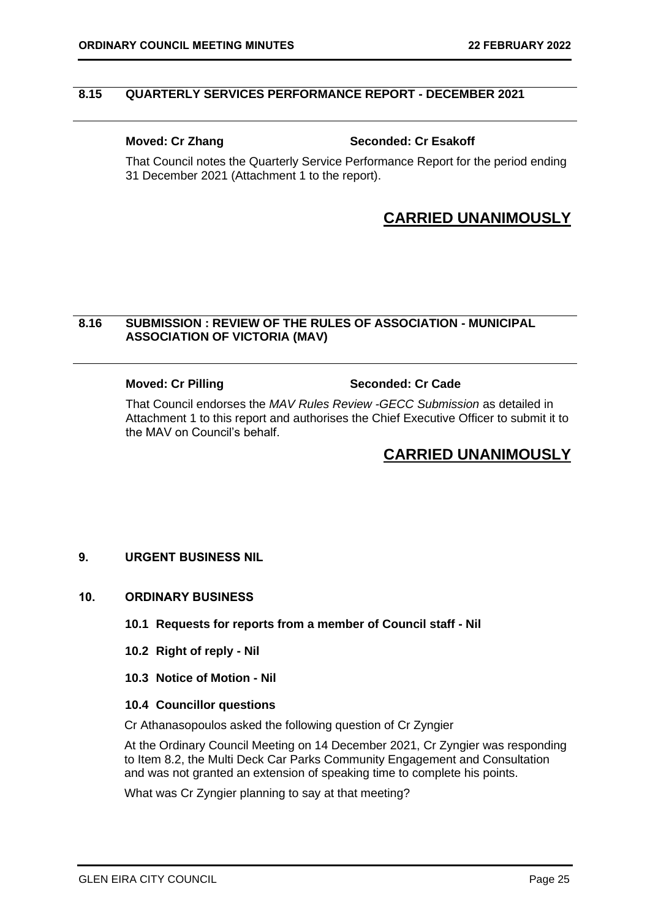## 8.15 QUARTERLY SERVICES PERFORMANCE REPORT - DECEMBER 2021

**Moved: Cr Zhang** **Seconded: Cr Esakoff**

That Council notes the Quarterly Service Performance Report for the period ending 31 December 2021 (Attachment 1 to the report).

**CARRIED UNANIMOUSLY**

## 8.16 SUBMISSION : REVIEW OF THE RULES OF ASSOCIATION - MUNICIPAL ASSOCIATION OF VICTORIA (MAV)

**Moved: Cr Pilling** **Seconded: Cr Cade**

That Council endorses the *MAV Rules Review -GECC Submission* as detailed in Attachment 1 to this report and authorises the Chief Executive Officer to submit it to the MAV on Council's behalf.

**CARRIED UNANIMOUSLY**

## 9. URGENT BUSINESS NIL

## 10. ORDINARY BUSINESS

### 10.1 Requests for reports from a member of Council staff - Nil

### 10.2 Right of reply - Nil

### 10.3 Notice of Motion - Nil

### 10.4 Councillor questions

Cr Athanasopoulos asked the following question of Cr Zyngier

At the Ordinary Council Meeting on 14 December 2021, Cr Zyngier was responding to Item 8.2, the Multi Deck Car Parks Community Engagement and Consultation and was not granted an extension of speaking time to complete his points.

What was Cr Zyngier planning to say at that meeting?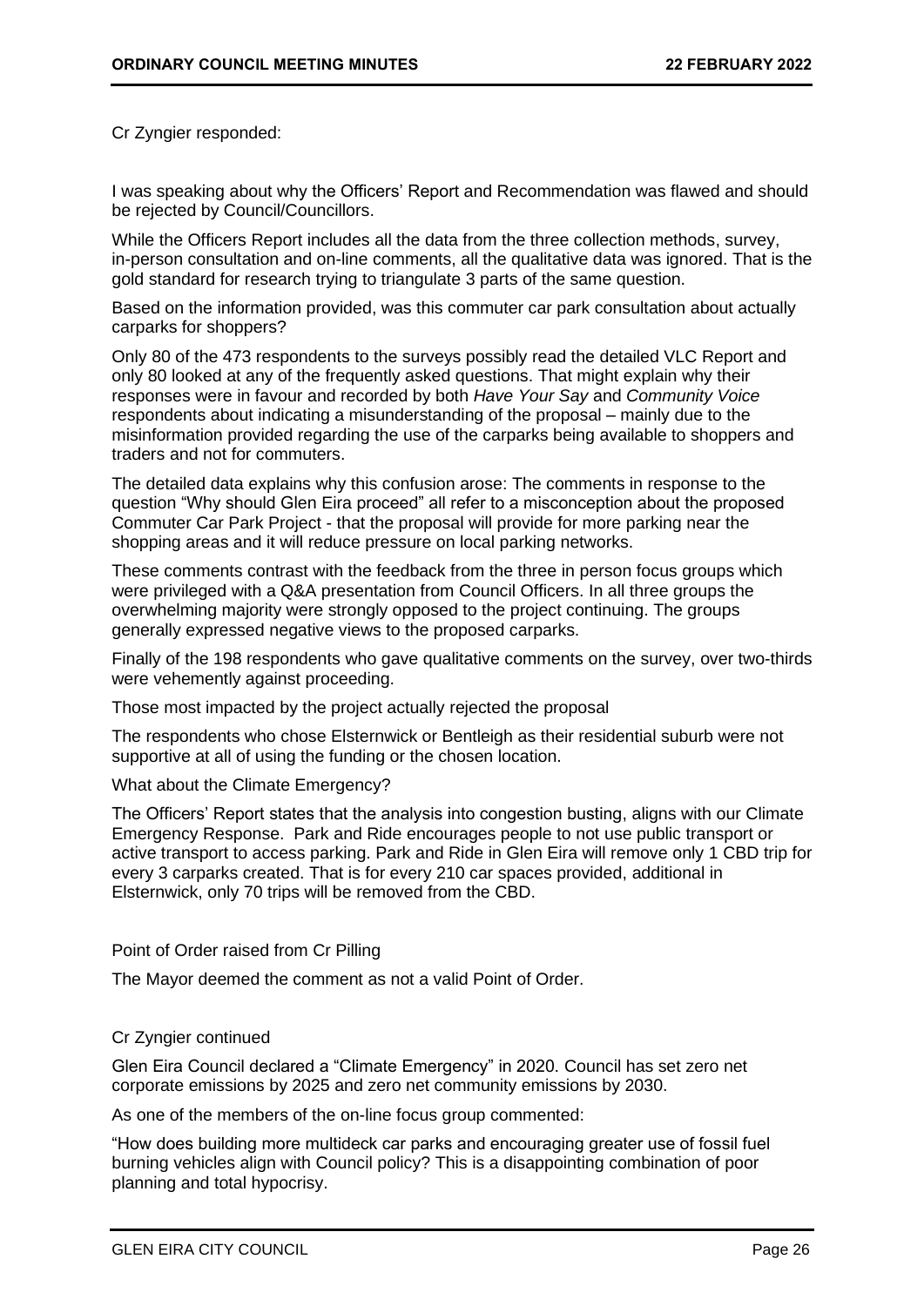Cr Zyngier responded:

I was speaking about why the Officers' Report and Recommendation was flawed and should be rejected by Council/Councillors.

While the Officers Report includes all the data from the three collection methods, survey, in-person consultation and on-line comments, all the qualitative data was ignored. That is the gold standard for research trying to triangulate 3 parts of the same question.

Based on the information provided, was this commuter car park consultation about actually carparks for shoppers?

Only 80 of the 473 respondents to the surveys possibly read the detailed VLC Report and only 80 looked at any of the frequently asked questions. That might explain why their responses were in favour and recorded by both *Have Your Say* and *Community Voice* respondents about indicating a misunderstanding of the proposal – mainly due to the misinformation provided regarding the use of the carparks being available to shoppers and traders and not for commuters.

The detailed data explains why this confusion arose: The comments in response to the question "Why should Glen Eira proceed" all refer to a misconception about the proposed Commuter Car Park Project - that the proposal will provide for more parking near the shopping areas and it will reduce pressure on local parking networks.

These comments contrast with the feedback from the three in person focus groups which were privileged with a Q&A presentation from Council Officers. In all three groups the overwhelming majority were strongly opposed to the project continuing. The groups generally expressed negative views to the proposed carparks.

Finally of the 198 respondents who gave qualitative comments on the survey, over two-thirds were vehemently against proceeding.

Those most impacted by the project actually rejected the proposal

The respondents who chose Elsternwick or Bentleigh as their residential suburb were not supportive at all of using the funding or the chosen location.

What about the Climate Emergency?

The Officers' Report states that the analysis into congestion busting, aligns with our Climate Emergency Response. Park and Ride encourages people to not use public transport or active transport to access parking. Park and Ride in Glen Eira will remove only 1 CBD trip for every 3 carparks created. That is for every 210 car spaces provided, additional in Elsternwick, only 70 trips will be removed from the CBD.

Point of Order raised from Cr Pilling

The Mayor deemed the comment as not a valid Point of Order.

Cr Zyngier continued

Glen Eira Council declared a "Climate Emergency" in 2020. Council has set zero net corporate emissions by 2025 and zero net community emissions by 2030.

As one of the members of the on-line focus group commented:

"How does building more multideck car parks and encouraging greater use of fossil fuel burning vehicles align with Council policy? This is a disappointing combination of poor planning and total hypocrisy.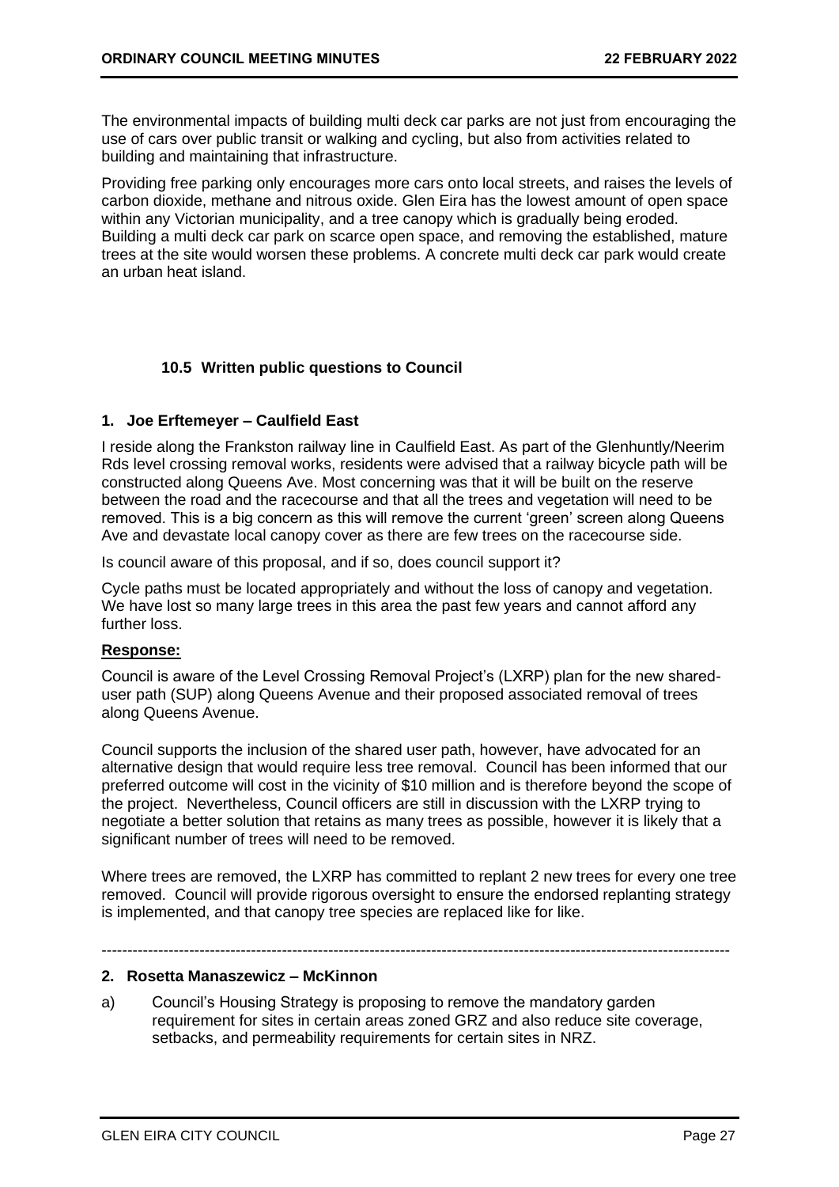The environmental impacts of building multi deck car parks are not just from encouraging the use of cars over public transit or walking and cycling, but also from activities related to building and maintaining that infrastructure.

Providing free parking only encourages more cars onto local streets, and raises the levels of carbon dioxide, methane and nitrous oxide. Glen Eira has the lowest amount of open space within any Victorian municipality, and a tree canopy which is gradually being eroded. Building a multi deck car park on scarce open space, and removing the established, mature trees at the site would worsen these problems. A concrete multi deck car park would create an urban heat island.

### 10.5 Written public questions to Council

**1. Joe Erftemeyer – Caulfield East**

I reside along the Frankston railway line in Caulfield East. As part of the Glenhuntly/Neerim Rds level crossing removal works, residents were advised that a railway bicycle path will be constructed along Queens Ave. Most concerning was that it will be built on the reserve between the road and the racecourse and that all the trees and vegetation will need to be removed. This is a big concern as this will remove the current 'green' screen along Queens Ave and devastate local canopy cover as there are few trees on the racecourse side.

Is council aware of this proposal, and if so, does council support it?

Cycle paths must be located appropriately and without the loss of canopy and vegetation. We have lost so many large trees in this area the past few years and cannot afford any further loss.

**Response:**

Council is aware of the Level Crossing Removal Project's (LXRP) plan for the new shared-user path (SUP) along Queens Avenue and their proposed associated removal of trees along Queens Avenue.

Council supports the inclusion of the shared user path, however, have advocated for an alternative design that would require less tree removal. Council has been informed that our preferred outcome will cost in the vicinity of $10 million and is therefore beyond the scope of the project. Nevertheless, Council officers are still in discussion with the LXRP trying to negotiate a better solution that retains as many trees as possible, however it is likely that a significant number of trees will need to be removed.

Where trees are removed, the LXRP has committed to replant 2 new trees for every one tree removed. Council will provide rigorous oversight to ensure the endorsed replanting strategy is implemented, and that canopy tree species are replaced like for like.

---

**2. Rosetta Manaszewicz – McKinnon**

a) Council's Housing Strategy is proposing to remove the mandatory garden requirement for sites in certain areas zoned GRZ and also reduce site coverage, setbacks, and permeability requirements for certain sites in NRZ.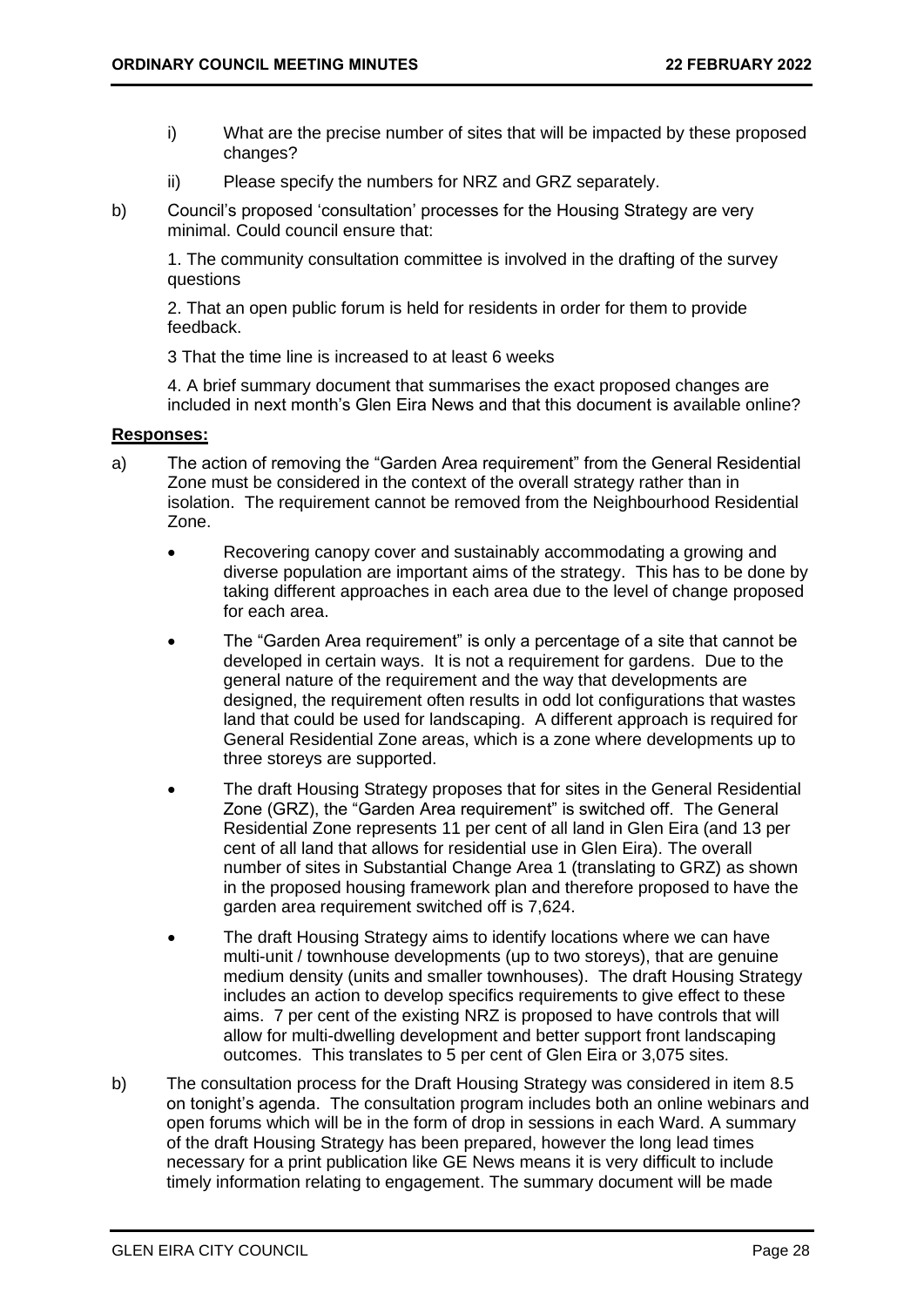i) What are the precise number of sites that will be impacted by these proposed changes?

ii) Please specify the numbers for NRZ and GRZ separately.

b) Council's proposed 'consultation' processes for the Housing Strategy are very minimal. Could council ensure that:

1. The community consultation committee is involved in the drafting of the survey questions

2. That an open public forum is held for residents in order for them to provide feedback.

3 That the time line is increased to at least 6 weeks

4. A brief summary document that summarises the exact proposed changes are included in next month's Glen Eira News and that this document is available online?

**Responses:**

a) The action of removing the "Garden Area requirement" from the General Residential Zone must be considered in the context of the overall strategy rather than in isolation. The requirement cannot be removed from the Neighbourhood Residential Zone.

- Recovering canopy cover and sustainably accommodating a growing and diverse population are important aims of the strategy. This has to be done by taking different approaches in each area due to the level of change proposed for each area.
- The "Garden Area requirement" is only a percentage of a site that cannot be developed in certain ways. It is not a requirement for gardens. Due to the general nature of the requirement and the way that developments are designed, the requirement often results in odd lot configurations that wastes land that could be used for landscaping. A different approach is required for General Residential Zone areas, which is a zone where developments up to three storeys are supported.
- The draft Housing Strategy proposes that for sites in the General Residential Zone (GRZ), the "Garden Area requirement" is switched off. The General Residential Zone represents 11 per cent of all land in Glen Eira (and 13 per cent of all land that allows for residential use in Glen Eira). The overall number of sites in Substantial Change Area 1 (translating to GRZ) as shown in the proposed housing framework plan and therefore proposed to have the garden area requirement switched off is 7,624.
- The draft Housing Strategy aims to identify locations where we can have multi-unit / townhouse developments (up to two storeys), that are genuine medium density (units and smaller townhouses). The draft Housing Strategy includes an action to develop specifics requirements to give effect to these aims. 7 per cent of the existing NRZ is proposed to have controls that will allow for multi-dwelling development and better support front landscaping outcomes. This translates to 5 per cent of Glen Eira or 3,075 sites.

b) The consultation process for the Draft Housing Strategy was considered in item 8.5 on tonight's agenda. The consultation program includes both an online webinars and open forums which will be in the form of drop in sessions in each Ward. A summary of the draft Housing Strategy has been prepared, however the long lead times necessary for a print publication like GE News means it is very difficult to include timely information relating to engagement. The summary document will be made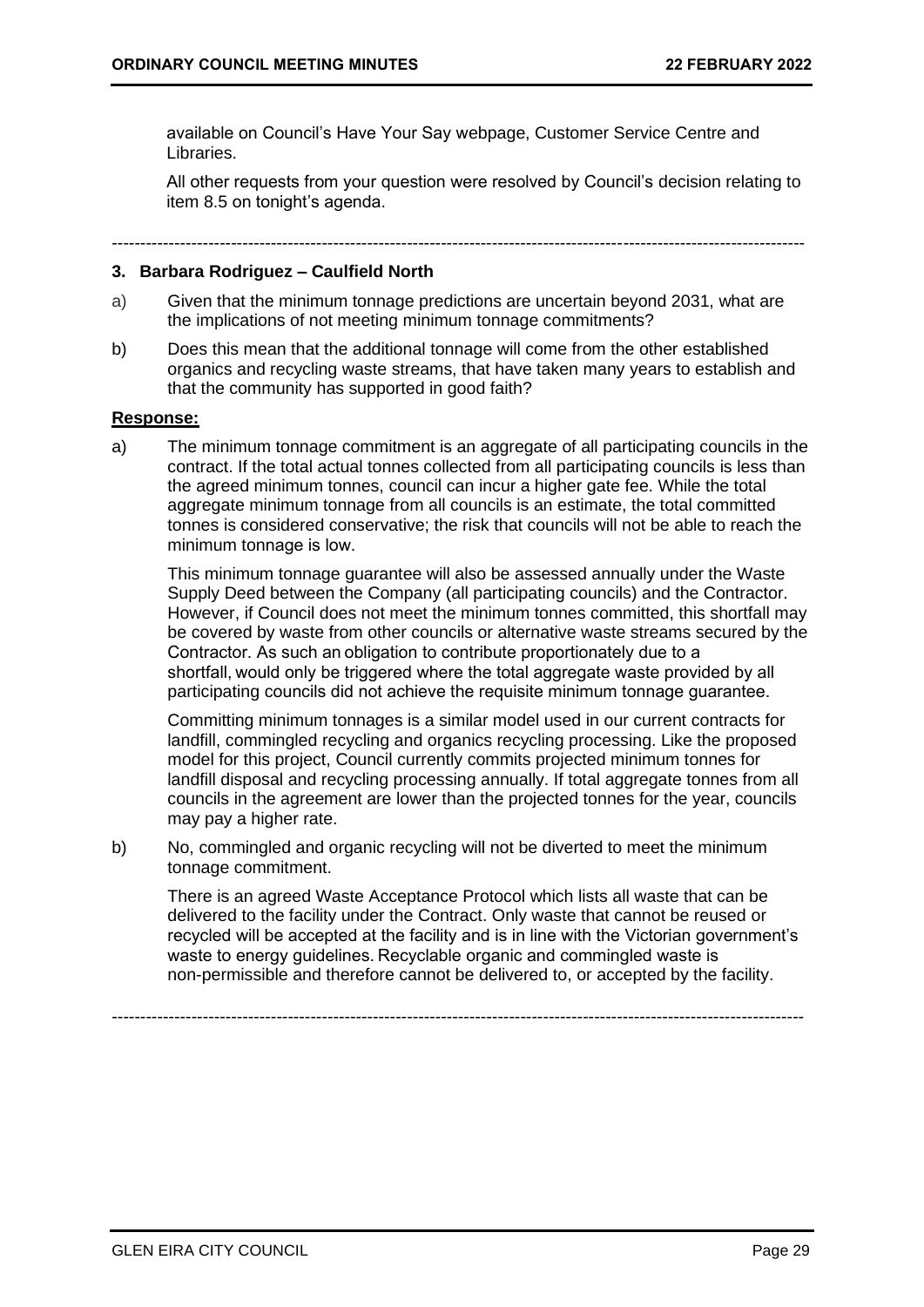available on Council's Have Your Say webpage, Customer Service Centre and Libraries.

All other requests from your question were resolved by Council's decision relating to item 8.5 on tonight's agenda.

---

### 3. Barbara Rodriguez – Caulfield North

a) Given that the minimum tonnage predictions are uncertain beyond 2031, what are the implications of not meeting minimum tonnage commitments?

b) Does this mean that the additional tonnage will come from the other established organics and recycling waste streams, that have taken many years to establish and that the community has supported in good faith?

**Response:**

a) The minimum tonnage commitment is an aggregate of all participating councils in the contract. If the total actual tonnes collected from all participating councils is less than the agreed minimum tonnes, council can incur a higher gate fee. While the total aggregate minimum tonnage from all councils is an estimate, the total committed tonnes is considered conservative; the risk that councils will not be able to reach the minimum tonnage is low.

   This minimum tonnage guarantee will also be assessed annually under the Waste Supply Deed between the Company (all participating councils) and the Contractor. However, if Council does not meet the minimum tonnes committed, this shortfall may be covered by waste from other councils or alternative waste streams secured by the Contractor. As such an obligation to contribute proportionately due to a shortfall, would only be triggered where the total aggregate waste provided by all participating councils did not achieve the requisite minimum tonnage guarantee.

   Committing minimum tonnages is a similar model used in our current contracts for landfill, commingled recycling and organics recycling processing. Like the proposed model for this project, Council currently commits projected minimum tonnes for landfill disposal and recycling processing annually. If total aggregate tonnes from all councils in the agreement are lower than the projected tonnes for the year, councils may pay a higher rate.

b) No, commingled and organic recycling will not be diverted to meet the minimum tonnage commitment.

   There is an agreed Waste Acceptance Protocol which lists all waste that can be delivered to the facility under the Contract. Only waste that cannot be reused or recycled will be accepted at the facility and is in line with the Victorian government's waste to energy guidelines. Recyclable organic and commingled waste is non-permissible and therefore cannot be delivered to, or accepted by the facility.

---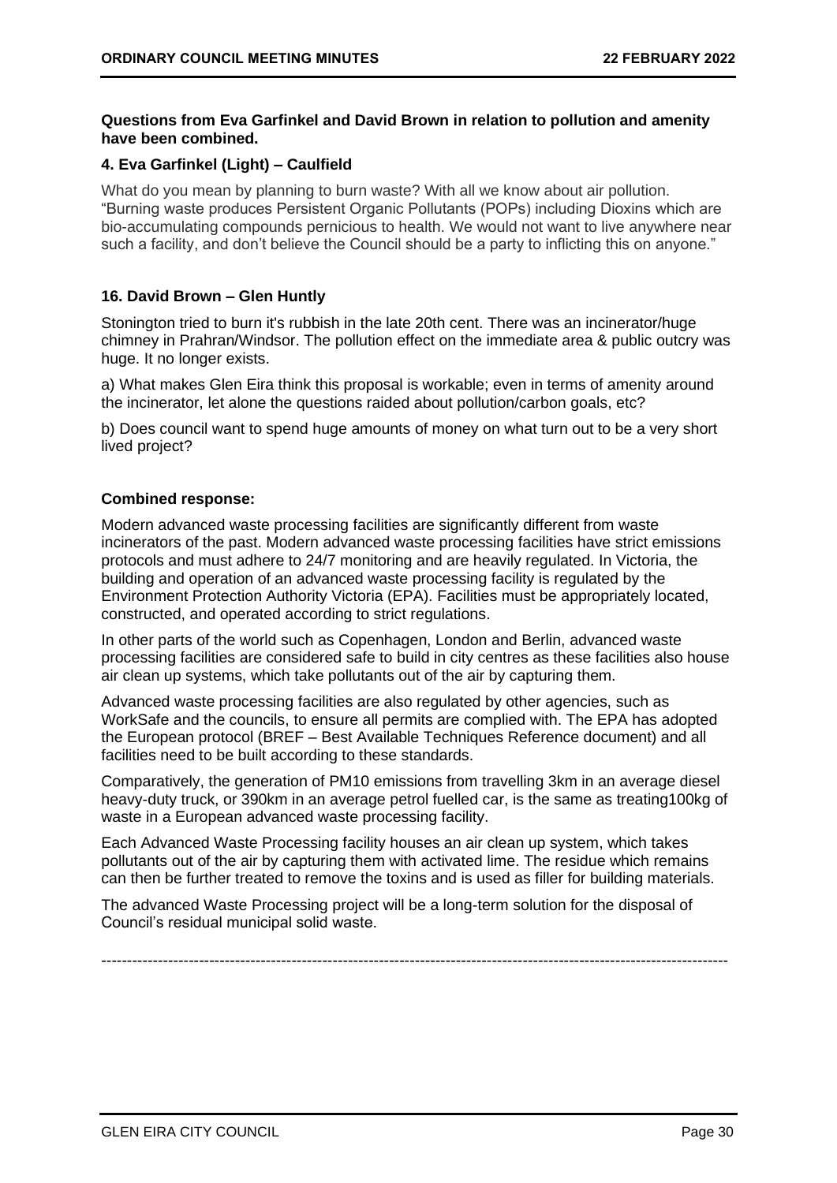**Questions from Eva Garfinkel and David Brown in relation to pollution and amenity have been combined.**

**4. Eva Garfinkel (Light) – Caulfield**

What do you mean by planning to burn waste? With all we know about air pollution. "Burning waste produces Persistent Organic Pollutants (POPs) including Dioxins which are bio-accumulating compounds pernicious to health. We would not want to live anywhere near such a facility, and don't believe the Council should be a party to inflicting this on anyone."

**16. David Brown – Glen Huntly**

Stonington tried to burn it's rubbish in the late 20th cent. There was an incinerator/huge chimney in Prahran/Windsor. The pollution effect on the immediate area & public outcry was huge. It no longer exists.

a) What makes Glen Eira think this proposal is workable; even in terms of amenity around the incinerator, let alone the questions raided about pollution/carbon goals, etc?

b) Does council want to spend huge amounts of money on what turn out to be a very short lived project?

**Combined response:**

Modern advanced waste processing facilities are significantly different from waste incinerators of the past. Modern advanced waste processing facilities have strict emissions protocols and must adhere to 24/7 monitoring and are heavily regulated. In Victoria, the building and operation of an advanced waste processing facility is regulated by the Environment Protection Authority Victoria (EPA). Facilities must be appropriately located, constructed, and operated according to strict regulations.

In other parts of the world such as Copenhagen, London and Berlin, advanced waste processing facilities are considered safe to build in city centres as these facilities also house air clean up systems, which take pollutants out of the air by capturing them.

Advanced waste processing facilities are also regulated by other agencies, such as WorkSafe and the councils, to ensure all permits are complied with. The EPA has adopted the European protocol (BREF – Best Available Techniques Reference document) and all facilities need to be built according to these standards.

Comparatively, the generation of PM10 emissions from travelling 3km in an average diesel heavy-duty truck, or 390km in an average petrol fuelled car, is the same as treating100kg of waste in a European advanced waste processing facility.

Each Advanced Waste Processing facility houses an air clean up system, which takes pollutants out of the air by capturing them with activated lime. The residue which remains can then be further treated to remove the toxins and is used as filler for building materials.

The advanced Waste Processing project will be a long-term solution for the disposal of Council's residual municipal solid waste.

---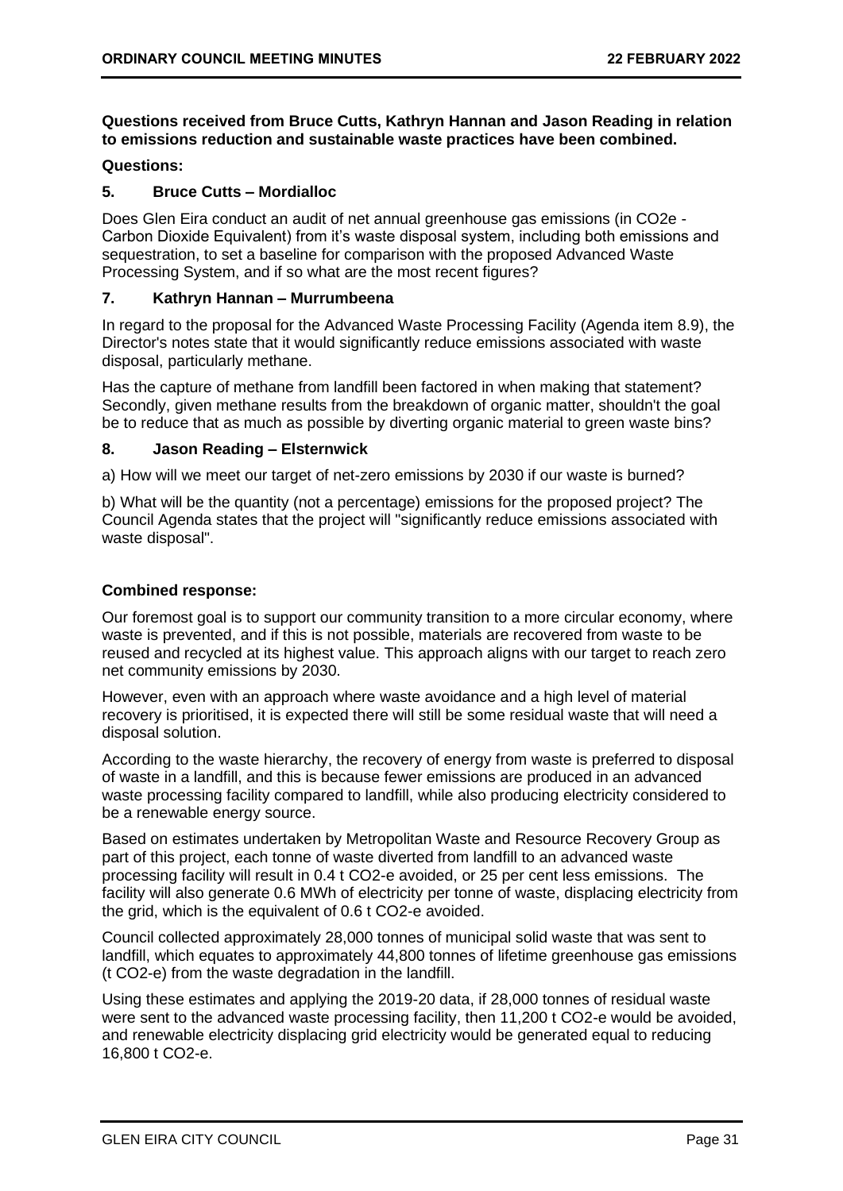**Questions received from Bruce Cutts, Kathryn Hannan and Jason Reading in relation to emissions reduction and sustainable waste practices have been combined.**

**Questions:**

**5. Bruce Cutts – Mordialloc**

Does Glen Eira conduct an audit of net annual greenhouse gas emissions (in CO2e - Carbon Dioxide Equivalent) from it's waste disposal system, including both emissions and sequestration, to set a baseline for comparison with the proposed Advanced Waste Processing System, and if so what are the most recent figures?

**7. Kathryn Hannan – Murrumbeena**

In regard to the proposal for the Advanced Waste Processing Facility (Agenda item 8.9), the Director's notes state that it would significantly reduce emissions associated with waste disposal, particularly methane.

Has the capture of methane from landfill been factored in when making that statement? Secondly, given methane results from the breakdown of organic matter, shouldn't the goal be to reduce that as much as possible by diverting organic material to green waste bins?

**8. Jason Reading – Elsternwick**

a) How will we meet our target of net-zero emissions by 2030 if our waste is burned?

b) What will be the quantity (not a percentage) emissions for the proposed project? The Council Agenda states that the project will "significantly reduce emissions associated with waste disposal".

**Combined response:**

Our foremost goal is to support our community transition to a more circular economy, where waste is prevented, and if this is not possible, materials are recovered from waste to be reused and recycled at its highest value. This approach aligns with our target to reach zero net community emissions by 2030.

However, even with an approach where waste avoidance and a high level of material recovery is prioritised, it is expected there will still be some residual waste that will need a disposal solution.

According to the waste hierarchy, the recovery of energy from waste is preferred to disposal of waste in a landfill, and this is because fewer emissions are produced in an advanced waste processing facility compared to landfill, while also producing electricity considered to be a renewable energy source.

Based on estimates undertaken by Metropolitan Waste and Resource Recovery Group as part of this project, each tonne of waste diverted from landfill to an advanced waste processing facility will result in 0.4 t CO2-e avoided, or 25 per cent less emissions. The facility will also generate 0.6 MWh of electricity per tonne of waste, displacing electricity from the grid, which is the equivalent of 0.6 t CO2-e avoided.

Council collected approximately 28,000 tonnes of municipal solid waste that was sent to landfill, which equates to approximately 44,800 tonnes of lifetime greenhouse gas emissions (t CO2-e) from the waste degradation in the landfill.

Using these estimates and applying the 2019-20 data, if 28,000 tonnes of residual waste were sent to the advanced waste processing facility, then 11,200 t CO2-e would be avoided, and renewable electricity displacing grid electricity would be generated equal to reducing 16,800 t CO2-e.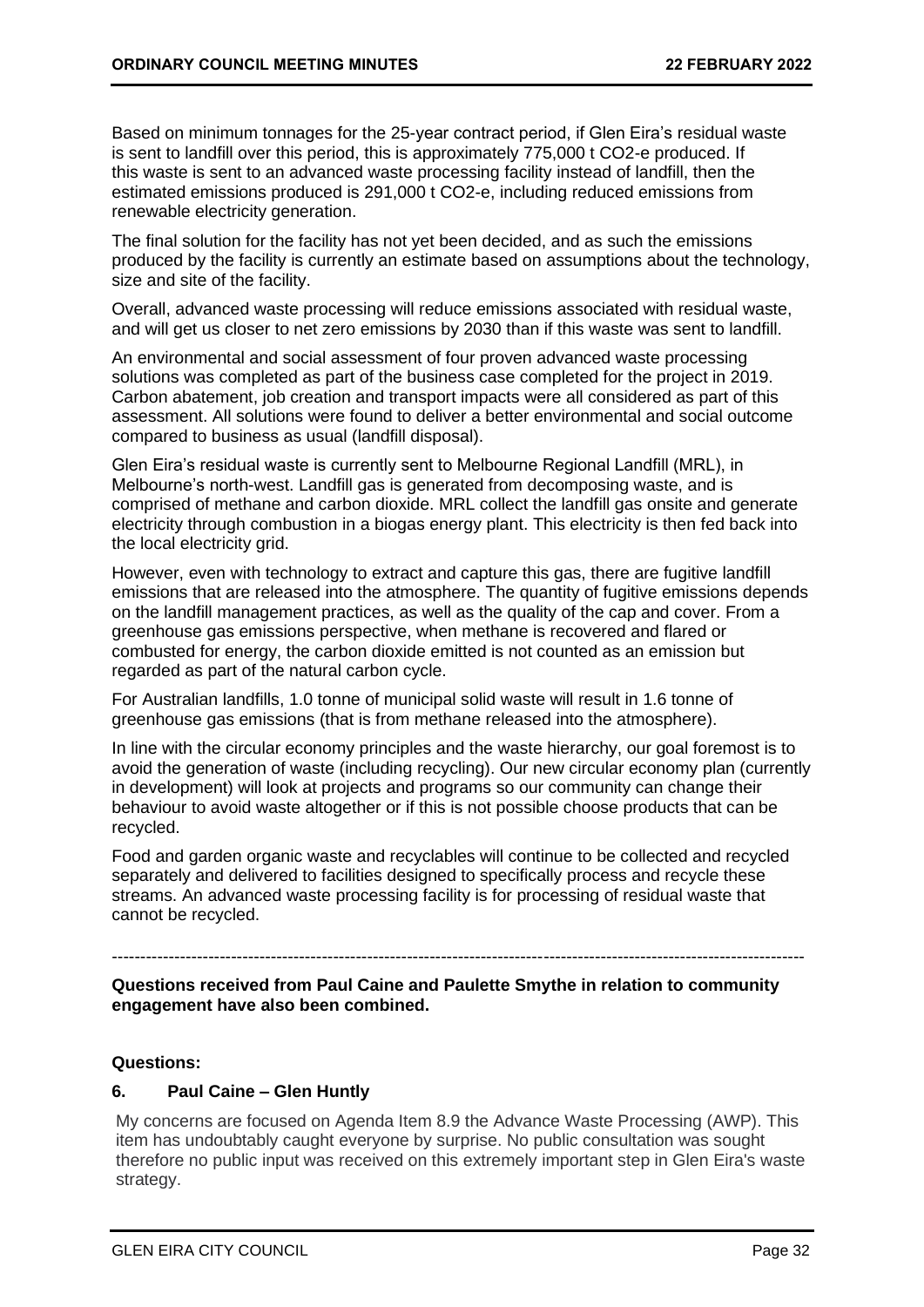Based on minimum tonnages for the 25-year contract period, if Glen Eira's residual waste is sent to landfill over this period, this is approximately 775,000 t $CO_2$-e produced. If this waste is sent to an advanced waste processing facility instead of landfill, then the estimated emissions produced is 291,000 t $CO_2$-e, including reduced emissions from renewable electricity generation.

The final solution for the facility has not yet been decided, and as such the emissions produced by the facility is currently an estimate based on assumptions about the technology, size and site of the facility.

Overall, advanced waste processing will reduce emissions associated with residual waste, and will get us closer to net zero emissions by 2030 than if this waste was sent to landfill.

An environmental and social assessment of four proven advanced waste processing solutions was completed as part of the business case completed for the project in 2019. Carbon abatement, job creation and transport impacts were all considered as part of this assessment. All solutions were found to deliver a better environmental and social outcome compared to business as usual (landfill disposal).

Glen Eira's residual waste is currently sent to Melbourne Regional Landfill (MRL), in Melbourne's north-west. Landfill gas is generated from decomposing waste, and is comprised of methane and carbon dioxide. MRL collect the landfill gas onsite and generate electricity through combustion in a biogas energy plant. This electricity is then fed back into the local electricity grid.

However, even with technology to extract and capture this gas, there are fugitive landfill emissions that are released into the atmosphere. The quantity of fugitive emissions depends on the landfill management practices, as well as the quality of the cap and cover. From a greenhouse gas emissions perspective, when methane is recovered and flared or combusted for energy, the carbon dioxide emitted is not counted as an emission but regarded as part of the natural carbon cycle.

For Australian landfills, 1.0 tonne of municipal solid waste will result in 1.6 tonne of greenhouse gas emissions (that is from methane released into the atmosphere).

In line with the circular economy principles and the waste hierarchy, our goal foremost is to avoid the generation of waste (including recycling). Our new circular economy plan (currently in development) will look at projects and programs so our community can change their behaviour to avoid waste altogether or if this is not possible choose products that can be recycled.

Food and garden organic waste and recyclables will continue to be collected and recycled separately and delivered to facilities designed to specifically process and recycle these streams. An advanced waste processing facility is for processing of residual waste that cannot be recycled.

---

**Questions received from Paul Caine and Paulette Smythe in relation to community engagement have also been combined.**

**Questions:**

**6. Paul Caine – Glen Huntly**

My concerns are focused on Agenda Item 8.9 the Advance Waste Processing (AWP). This item has undoubtably caught everyone by surprise. No public consultation was sought therefore no public input was received on this extremely important step in Glen Eira's waste strategy.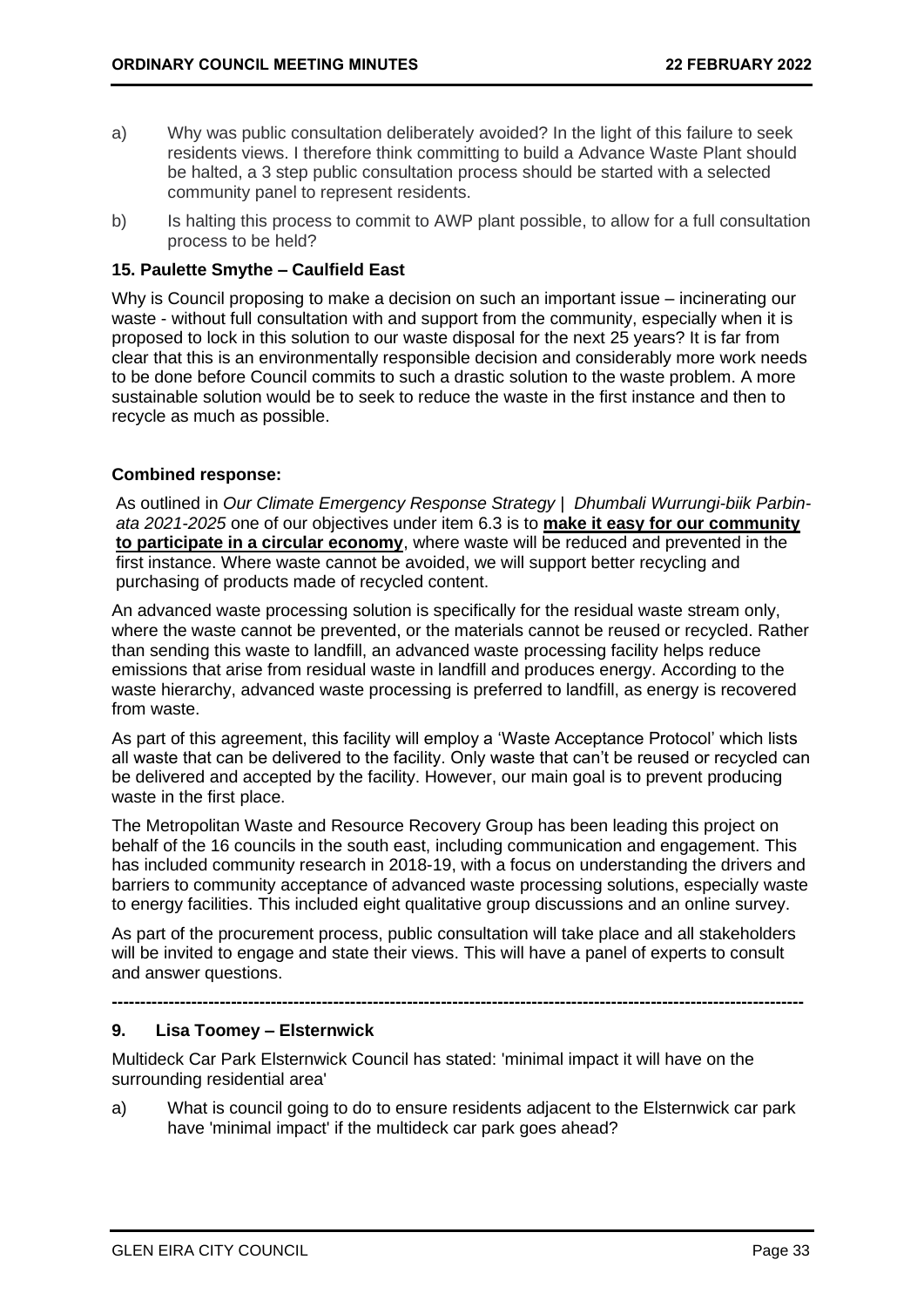a) Why was public consultation deliberately avoided? In the light of this failure to seek residents views. I therefore think committing to build a Advance Waste Plant should be halted, a 3 step public consultation process should be started with a selected community panel to represent residents.

b) Is halting this process to commit to AWP plant possible, to allow for a full consultation process to be held?

**15. Paulette Smythe – Caulfield East**

Why is Council proposing to make a decision on such an important issue – incinerating our waste - without full consultation with and support from the community, especially when it is proposed to lock in this solution to our waste disposal for the next 25 years? It is far from clear that this is an environmentally responsible decision and considerably more work needs to be done before Council commits to such a drastic solution to the waste problem. A more sustainable solution would be to seek to reduce the waste in the first instance and then to recycle as much as possible.

**Combined response:**

As outlined in *Our Climate Emergency Response Strategy | Dhumbali Wurrungi-biik Parbin-ata 2021-2025* one of our objectives under item 6.3 is to **make it easy for our community to participate in a circular economy**, where waste will be reduced and prevented in the first instance. Where waste cannot be avoided, we will support better recycling and purchasing of products made of recycled content.

An advanced waste processing solution is specifically for the residual waste stream only, where the waste cannot be prevented, or the materials cannot be reused or recycled. Rather than sending this waste to landfill, an advanced waste processing facility helps reduce emissions that arise from residual waste in landfill and produces energy. According to the waste hierarchy, advanced waste processing is preferred to landfill, as energy is recovered from waste.

As part of this agreement, this facility will employ a 'Waste Acceptance Protocol' which lists all waste that can be delivered to the facility. Only waste that can't be reused or recycled can be delivered and accepted by the facility. However, our main goal is to prevent producing waste in the first place.

The Metropolitan Waste and Resource Recovery Group has been leading this project on behalf of the 16 councils in the south east, including communication and engagement. This has included community research in 2018-19, with a focus on understanding the drivers and barriers to community acceptance of advanced waste processing solutions, especially waste to energy facilities. This included eight qualitative group discussions and an online survey.

As part of the procurement process, public consultation will take place and all stakeholders will be invited to engage and state their views. This will have a panel of experts to consult and answer questions.

---

**9. Lisa Toomey – Elsternwick**

Multideck Car Park Elsternwick Council has stated: 'minimal impact it will have on the surrounding residential area'

a) What is council going to do to ensure residents adjacent to the Elsternwick car park have 'minimal impact' if the multideck car park goes ahead?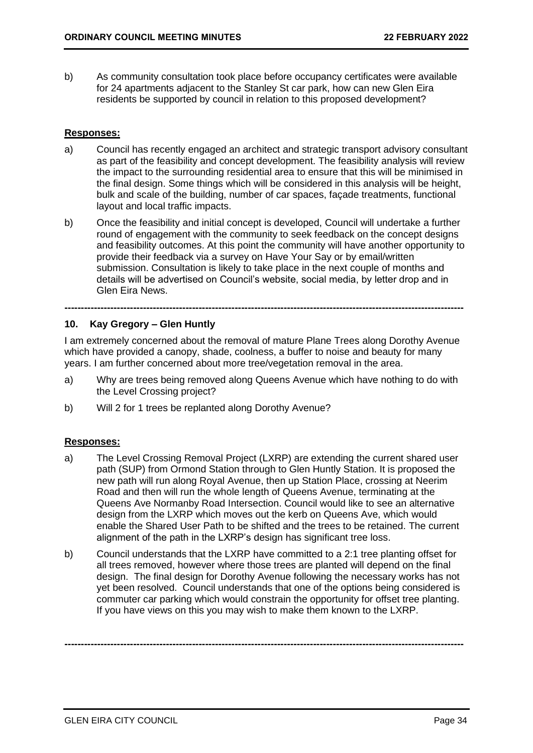b) As community consultation took place before occupancy certificates were available for 24 apartments adjacent to the Stanley St car park, how can new Glen Eira residents be supported by council in relation to this proposed development?

**Responses:**

a) Council has recently engaged an architect and strategic transport advisory consultant as part of the feasibility and concept development. The feasibility analysis will review the impact to the surrounding residential area to ensure that this will be minimised in the final design. Some things which will be considered in this analysis will be height, bulk and scale of the building, number of car spaces, façade treatments, functional layout and local traffic impacts.

b) Once the feasibility and initial concept is developed, Council will undertake a further round of engagement with the community to seek feedback on the concept designs and feasibility outcomes. At this point the community will have another opportunity to provide their feedback via a survey on Have Your Say or by email/written submission. Consultation is likely to take place in the next couple of months and details will be advertised on Council's website, social media, by letter drop and in Glen Eira News.

---

### 10. Kay Gregory – Glen Huntly

I am extremely concerned about the removal of mature Plane Trees along Dorothy Avenue which have provided a canopy, shade, coolness, a buffer to noise and beauty for many years. I am further concerned about more tree/vegetation removal in the area.

a) Why are trees being removed along Queens Avenue which have nothing to do with the Level Crossing project?

b) Will 2 for 1 trees be replanted along Dorothy Avenue?

**Responses:**

a) The Level Crossing Removal Project (LXRP) are extending the current shared user path (SUP) from Ormond Station through to Glen Huntly Station. It is proposed the new path will run along Royal Avenue, then up Station Place, crossing at Neerim Road and then will run the whole length of Queens Avenue, terminating at the Queens Ave Normanby Road Intersection. Council would like to see an alternative design from the LXRP which moves out the kerb on Queens Ave, which would enable the Shared User Path to be shifted and the trees to be retained. The current alignment of the path in the LXRP's design has significant tree loss.

b) Council understands that the LXRP have committed to a 2:1 tree planting offset for all trees removed, however where those trees are planted will depend on the final design. The final design for Dorothy Avenue following the necessary works has not yet been resolved. Council understands that one of the options being considered is commuter car parking which would constrain the opportunity for offset tree planting. If you have views on this you may wish to make them known to the LXRP.

---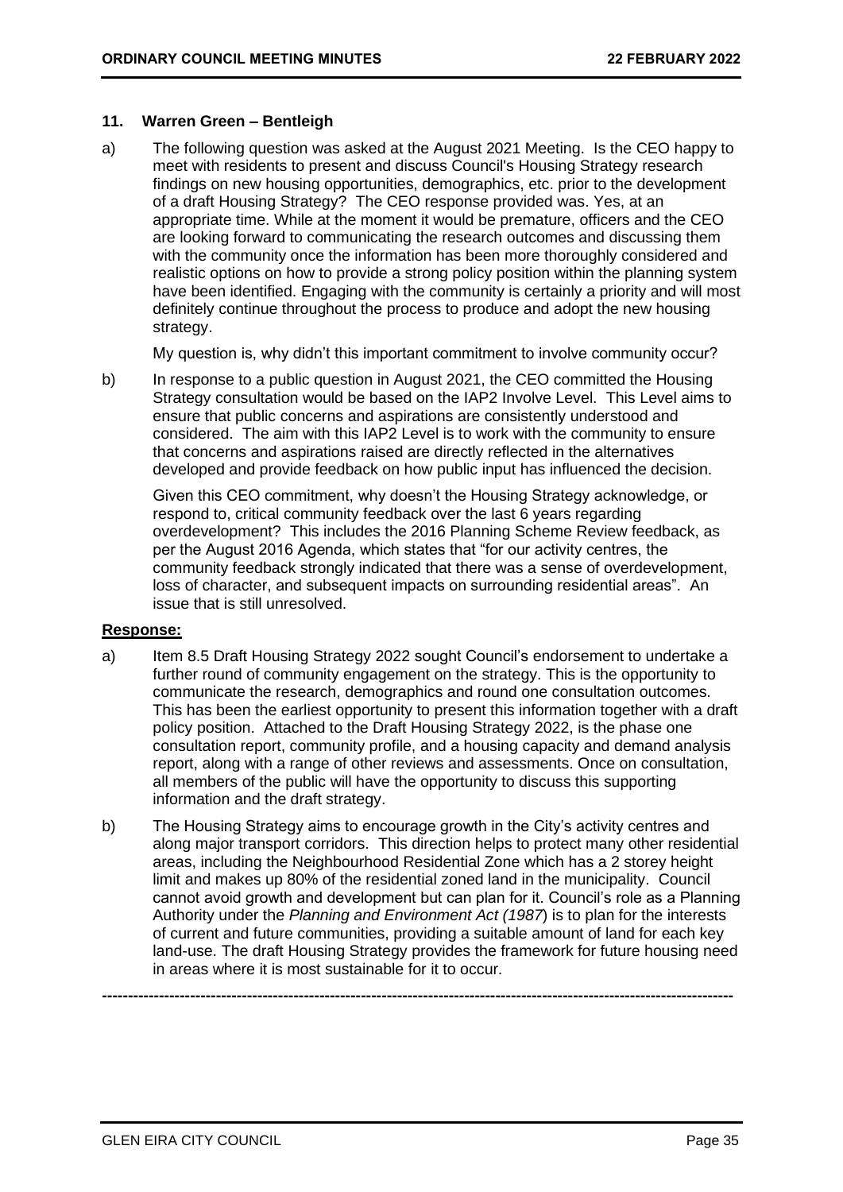### 11. Warren Green – Bentleigh

a) The following question was asked at the August 2021 Meeting. Is the CEO happy to meet with residents to present and discuss Council's Housing Strategy research findings on new housing opportunities, demographics, etc. prior to the development of a draft Housing Strategy? The CEO response provided was. Yes, at an appropriate time. While at the moment it would be premature, officers and the CEO are looking forward to communicating the research outcomes and discussing them with the community once the information has been more thoroughly considered and realistic options on how to provide a strong policy position within the planning system have been identified. Engaging with the community is certainly a priority and will most definitely continue throughout the process to produce and adopt the new housing strategy.

   My question is, why didn't this important commitment to involve community occur?

b) In response to a public question in August 2021, the CEO committed the Housing Strategy consultation would be based on the IAP2 Involve Level. This Level aims to ensure that public concerns and aspirations are consistently understood and considered. The aim with this IAP2 Level is to work with the community to ensure that concerns and aspirations raised are directly reflected in the alternatives developed and provide feedback on how public input has influenced the decision.

   Given this CEO commitment, why doesn't the Housing Strategy acknowledge, or respond to, critical community feedback over the last 6 years regarding overdevelopment? This includes the 2016 Planning Scheme Review feedback, as per the August 2016 Agenda, which states that "for our activity centres, the community feedback strongly indicated that there was a sense of overdevelopment, loss of character, and subsequent impacts on surrounding residential areas". An issue that is still unresolved.

**Response:**

a) Item 8.5 Draft Housing Strategy 2022 sought Council's endorsement to undertake a further round of community engagement on the strategy. This is the opportunity to communicate the research, demographics and round one consultation outcomes. This has been the earliest opportunity to present this information together with a draft policy position. Attached to the Draft Housing Strategy 2022, is the phase one consultation report, community profile, and a housing capacity and demand analysis report, along with a range of other reviews and assessments. Once on consultation, all members of the public will have the opportunity to discuss this supporting information and the draft strategy.

b) The Housing Strategy aims to encourage growth in the City's activity centres and along major transport corridors. This direction helps to protect many other residential areas, including the Neighbourhood Residential Zone which has a 2 storey height limit and makes up 80% of the residential zoned land in the municipality. Council cannot avoid growth and development but can plan for it. Council's role as a Planning Authority under the *Planning and Environment Act (1987*) is to plan for the interests of current and future communities, providing a suitable amount of land for each key land-use. The draft Housing Strategy provides the framework for future housing need in areas where it is most sustainable for it to occur.

---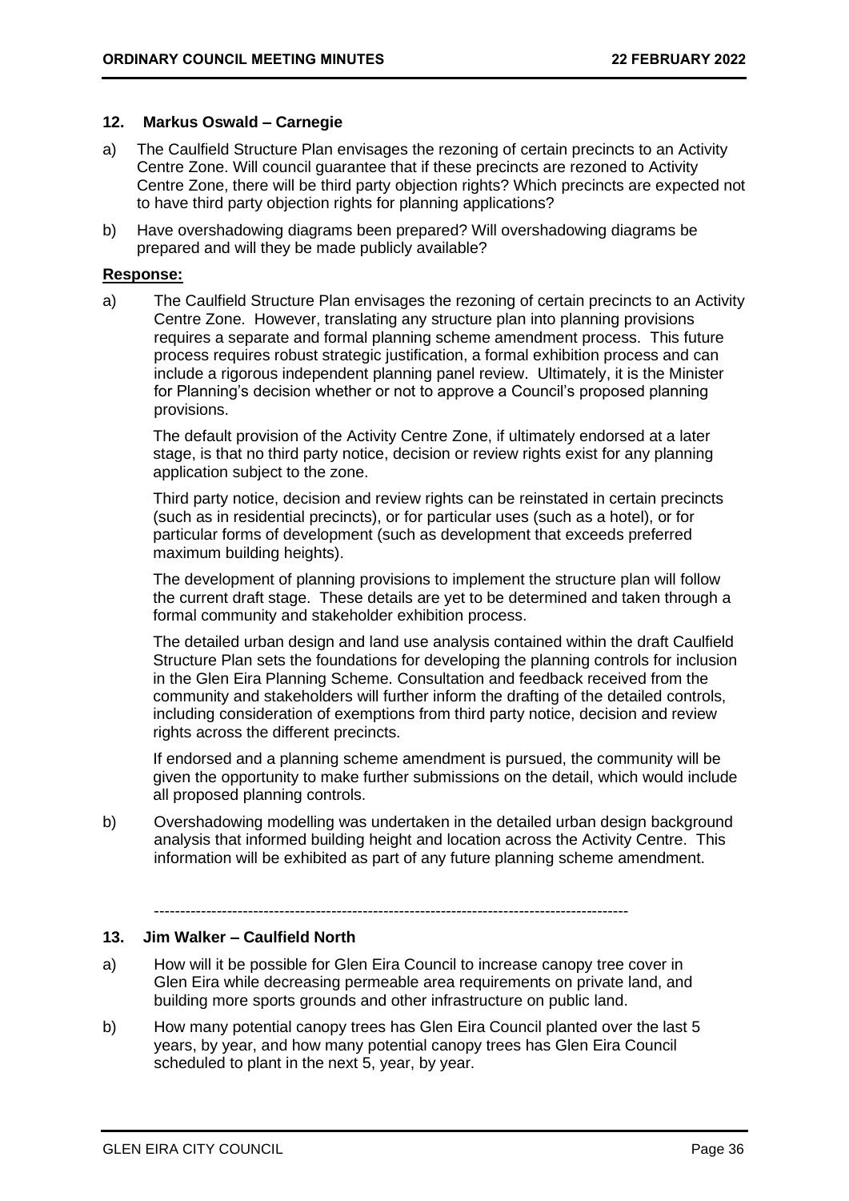### 12. Markus Oswald – Carnegie

a) The Caulfield Structure Plan envisages the rezoning of certain precincts to an Activity Centre Zone. Will council guarantee that if these precincts are rezoned to Activity Centre Zone, there will be third party objection rights? Which precincts are expected not to have third party objection rights for planning applications?

b) Have overshadowing diagrams been prepared? Will overshadowing diagrams be prepared and will they be made publicly available?

**Response:**

a) The Caulfield Structure Plan envisages the rezoning of certain precincts to an Activity Centre Zone. However, translating any structure plan into planning provisions requires a separate and formal planning scheme amendment process. This future process requires robust strategic justification, a formal exhibition process and can include a rigorous independent planning panel review. Ultimately, it is the Minister for Planning's decision whether or not to approve a Council's proposed planning provisions.

   The default provision of the Activity Centre Zone, if ultimately endorsed at a later stage, is that no third party notice, decision or review rights exist for any planning application subject to the zone.

   Third party notice, decision and review rights can be reinstated in certain precincts (such as in residential precincts), or for particular uses (such as a hotel), or for particular forms of development (such as development that exceeds preferred maximum building heights).

   The development of planning provisions to implement the structure plan will follow the current draft stage. These details are yet to be determined and taken through a formal community and stakeholder exhibition process.

   The detailed urban design and land use analysis contained within the draft Caulfield Structure Plan sets the foundations for developing the planning controls for inclusion in the Glen Eira Planning Scheme. Consultation and feedback received from the community and stakeholders will further inform the drafting of the detailed controls, including consideration of exemptions from third party notice, decision and review rights across the different precincts.

   If endorsed and a planning scheme amendment is pursued, the community will be given the opportunity to make further submissions on the detail, which would include all proposed planning controls.

b) Overshadowing modelling was undertaken in the detailed urban design background analysis that informed building height and location across the Activity Centre. This information will be exhibited as part of any future planning scheme amendment.

---

### 13. Jim Walker – Caulfield North

a) How will it be possible for Glen Eira Council to increase canopy tree cover in Glen Eira while decreasing permeable area requirements on private land, and building more sports grounds and other infrastructure on public land.

b) How many potential canopy trees has Glen Eira Council planted over the last 5 years, by year, and how many potential canopy trees has Glen Eira Council scheduled to plant in the next 5, year, by year.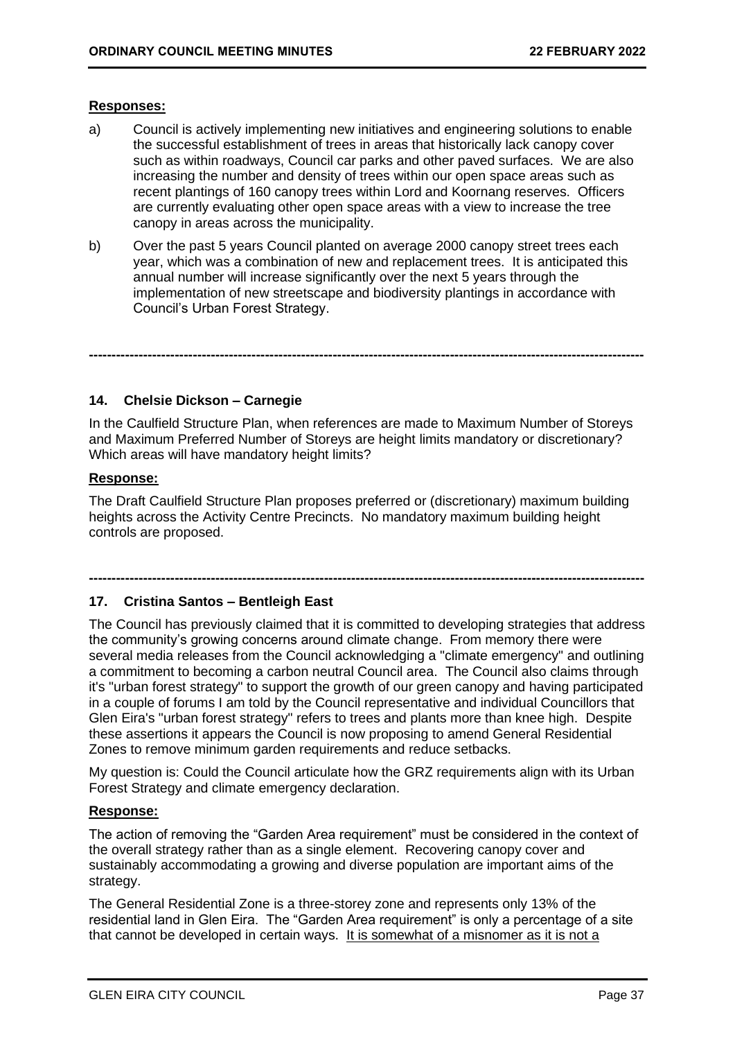**Responses:**

a) Council is actively implementing new initiatives and engineering solutions to enable the successful establishment of trees in areas that historically lack canopy cover such as within roadways, Council car parks and other paved surfaces. We are also increasing the number and density of trees within our open space areas such as recent plantings of 160 canopy trees within Lord and Koornang reserves. Officers are currently evaluating other open space areas with a view to increase the tree canopy in areas across the municipality.

b) Over the past 5 years Council planted on average 2000 canopy street trees each year, which was a combination of new and replacement trees. It is anticipated this annual number will increase significantly over the next 5 years through the implementation of new streetscape and biodiversity plantings in accordance with Council's Urban Forest Strategy.

---

### 14. Chelsie Dickson – Carnegie

In the Caulfield Structure Plan, when references are made to Maximum Number of Storeys and Maximum Preferred Number of Storeys are height limits mandatory or discretionary? Which areas will have mandatory height limits?

**Response:**

The Draft Caulfield Structure Plan proposes preferred or (discretionary) maximum building heights across the Activity Centre Precincts. No mandatory maximum building height controls are proposed.

---

### 17. Cristina Santos – Bentleigh East

The Council has previously claimed that it is committed to developing strategies that address the community's growing concerns around climate change. From memory there were several media releases from the Council acknowledging a "climate emergency" and outlining a commitment to becoming a carbon neutral Council area. The Council also claims through it's "urban forest strategy" to support the growth of our green canopy and having participated in a couple of forums I am told by the Council representative and individual Councillors that Glen Eira's "urban forest strategy" refers to trees and plants more than knee high. Despite these assertions it appears the Council is now proposing to amend General Residential Zones to remove minimum garden requirements and reduce setbacks.

My question is: Could the Council articulate how the GRZ requirements align with its Urban Forest Strategy and climate emergency declaration.

**Response:**

The action of removing the "Garden Area requirement" must be considered in the context of the overall strategy rather than as a single element. Recovering canopy cover and sustainably accommodating a growing and diverse population are important aims of the strategy.

The General Residential Zone is a three-storey zone and represents only 13% of the residential land in Glen Eira. The "Garden Area requirement" is only a percentage of a site that cannot be developed in certain ways. <u>It is somewhat of a misnomer as it is not a</u>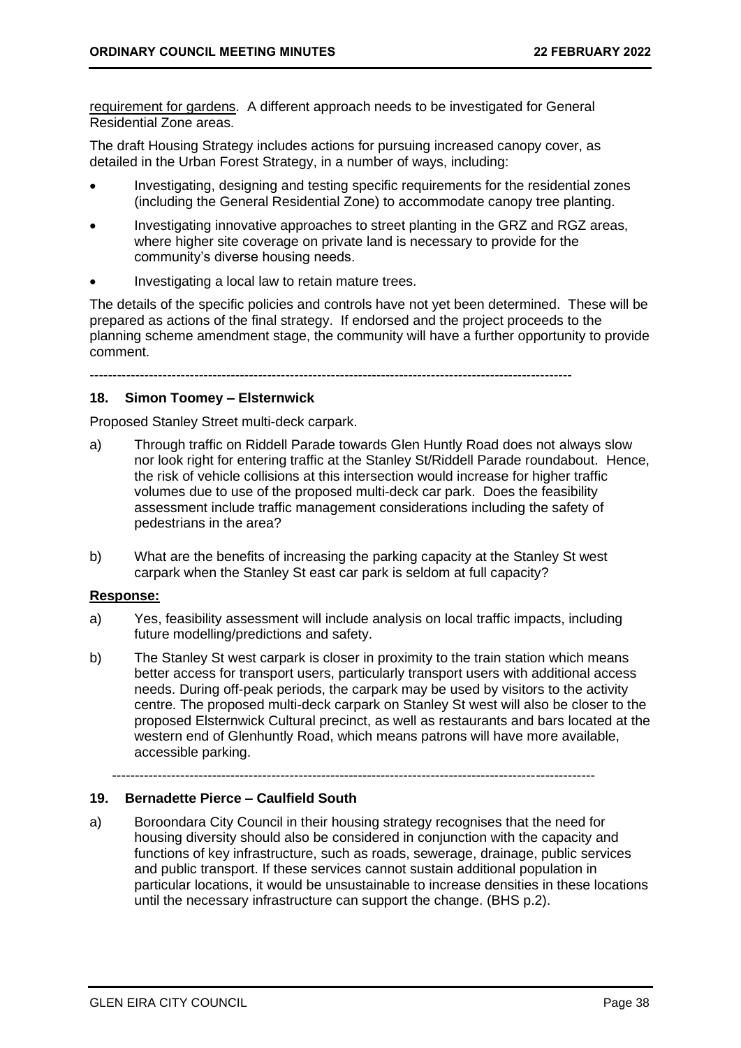requirement for gardens. A different approach needs to be investigated for General Residential Zone areas.

The draft Housing Strategy includes actions for pursuing increased canopy cover, as detailed in the Urban Forest Strategy, in a number of ways, including:

- Investigating, designing and testing specific requirements for the residential zones (including the General Residential Zone) to accommodate canopy tree planting.
- Investigating innovative approaches to street planting in the GRZ and RGZ areas, where higher site coverage on private land is necessary to provide for the community's diverse housing needs.
- Investigating a local law to retain mature trees.

The details of the specific policies and controls have not yet been determined. These will be prepared as actions of the final strategy. If endorsed and the project proceeds to the planning scheme amendment stage, the community will have a further opportunity to provide comment.

---

## 18. Simon Toomey – Elsternwick

Proposed Stanley Street multi-deck carpark.

a) Through traffic on Riddell Parade towards Glen Huntly Road does not always slow nor look right for entering traffic at the Stanley St/Riddell Parade roundabout. Hence, the risk of vehicle collisions at this intersection would increase for higher traffic volumes due to use of the proposed multi-deck car park. Does the feasibility assessment include traffic management considerations including the safety of pedestrians in the area?

b) What are the benefits of increasing the parking capacity at the Stanley St west carpark when the Stanley St east car park is seldom at full capacity?

**Response:**

a) Yes, feasibility assessment will include analysis on local traffic impacts, including future modelling/predictions and safety.

b) The Stanley St west carpark is closer in proximity to the train station which means better access for transport users, particularly transport users with additional access needs. During off-peak periods, the carpark may be used by visitors to the activity centre. The proposed multi-deck carpark on Stanley St west will also be closer to the proposed Elsternwick Cultural precinct, as well as restaurants and bars located at the western end of Glenhuntly Road, which means patrons will have more available, accessible parking.

---

## 19. Bernadette Pierce – Caulfield South

a) Boroondara City Council in their housing strategy recognises that the need for housing diversity should also be considered in conjunction with the capacity and functions of key infrastructure, such as roads, sewerage, drainage, public services and public transport. If these services cannot sustain additional population in particular locations, it would be unsustainable to increase densities in these locations until the necessary infrastructure can support the change. (BHS p.2).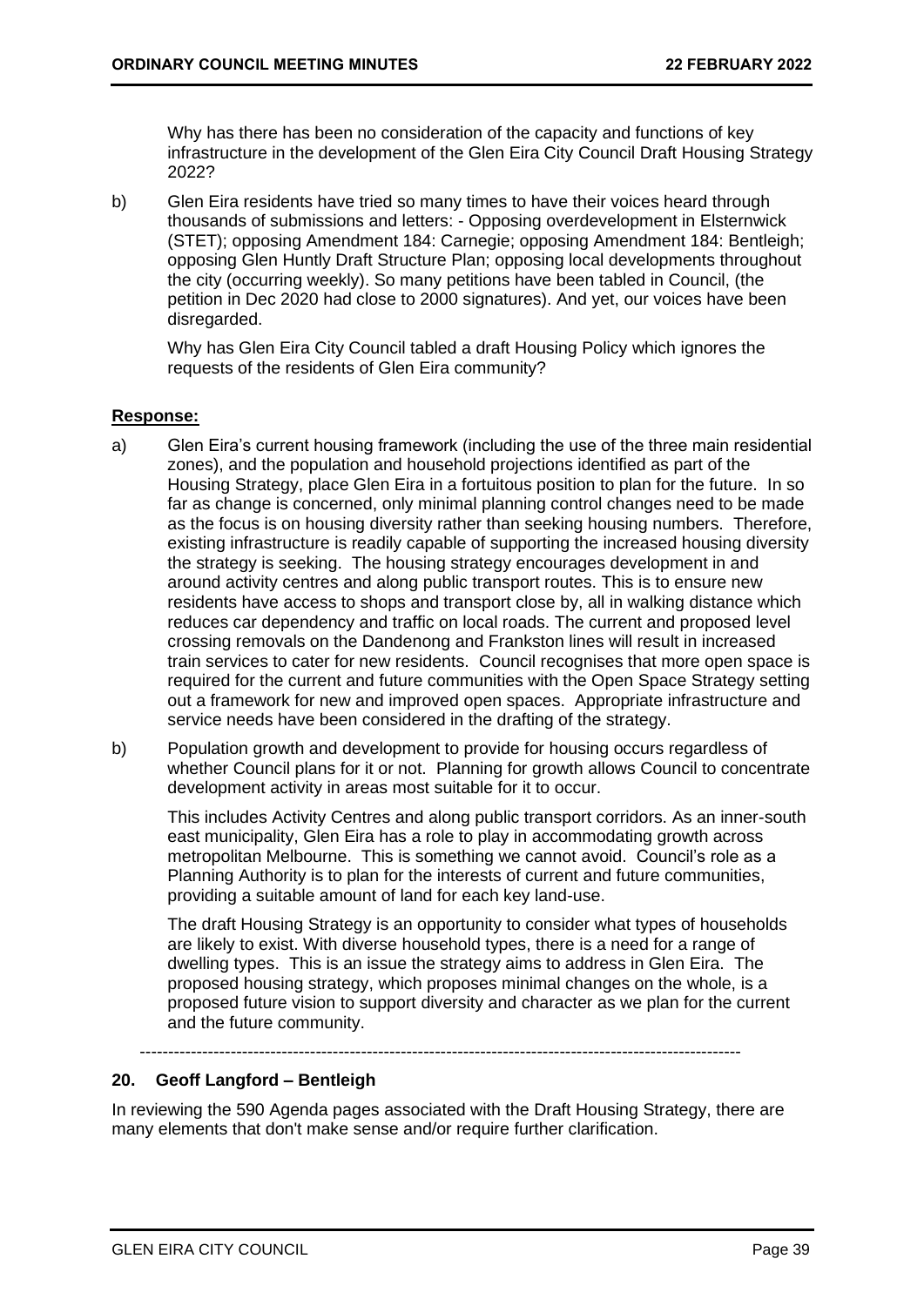Why has there has been no consideration of the capacity and functions of key infrastructure in the development of the Glen Eira City Council Draft Housing Strategy 2022?

b) Glen Eira residents have tried so many times to have their voices heard through thousands of submissions and letters: - Opposing overdevelopment in Elsternwick (STET); opposing Amendment 184: Carnegie; opposing Amendment 184: Bentleigh; opposing Glen Huntly Draft Structure Plan; opposing local developments throughout the city (occurring weekly). So many petitions have been tabled in Council, (the petition in Dec 2020 had close to 2000 signatures). And yet, our voices have been disregarded.

   Why has Glen Eira City Council tabled a draft Housing Policy which ignores the requests of the residents of Glen Eira community?

**Response:**

a) Glen Eira's current housing framework (including the use of the three main residential zones), and the population and household projections identified as part of the Housing Strategy, place Glen Eira in a fortuitous position to plan for the future. In so far as change is concerned, only minimal planning control changes need to be made as the focus is on housing diversity rather than seeking housing numbers. Therefore, existing infrastructure is readily capable of supporting the increased housing diversity the strategy is seeking. The housing strategy encourages development in and around activity centres and along public transport routes. This is to ensure new residents have access to shops and transport close by, all in walking distance which reduces car dependency and traffic on local roads. The current and proposed level crossing removals on the Dandenong and Frankston lines will result in increased train services to cater for new residents. Council recognises that more open space is required for the current and future communities with the Open Space Strategy setting out a framework for new and improved open spaces. Appropriate infrastructure and service needs have been considered in the drafting of the strategy.

b) Population growth and development to provide for housing occurs regardless of whether Council plans for it or not. Planning for growth allows Council to concentrate development activity in areas most suitable for it to occur.

   This includes Activity Centres and along public transport corridors. As an inner-south east municipality, Glen Eira has a role to play in accommodating growth across metropolitan Melbourne. This is something we cannot avoid. Council's role as a Planning Authority is to plan for the interests of current and future communities, providing a suitable amount of land for each key land-use.

   The draft Housing Strategy is an opportunity to consider what types of households are likely to exist. With diverse household types, there is a need for a range of dwelling types. This is an issue the strategy aims to address in Glen Eira. The proposed housing strategy, which proposes minimal changes on the whole, is a proposed future vision to support diversity and character as we plan for the current and the future community.

---

**20. Geoff Langford – Bentleigh**

In reviewing the 590 Agenda pages associated with the Draft Housing Strategy, there are many elements that don't make sense and/or require further clarification.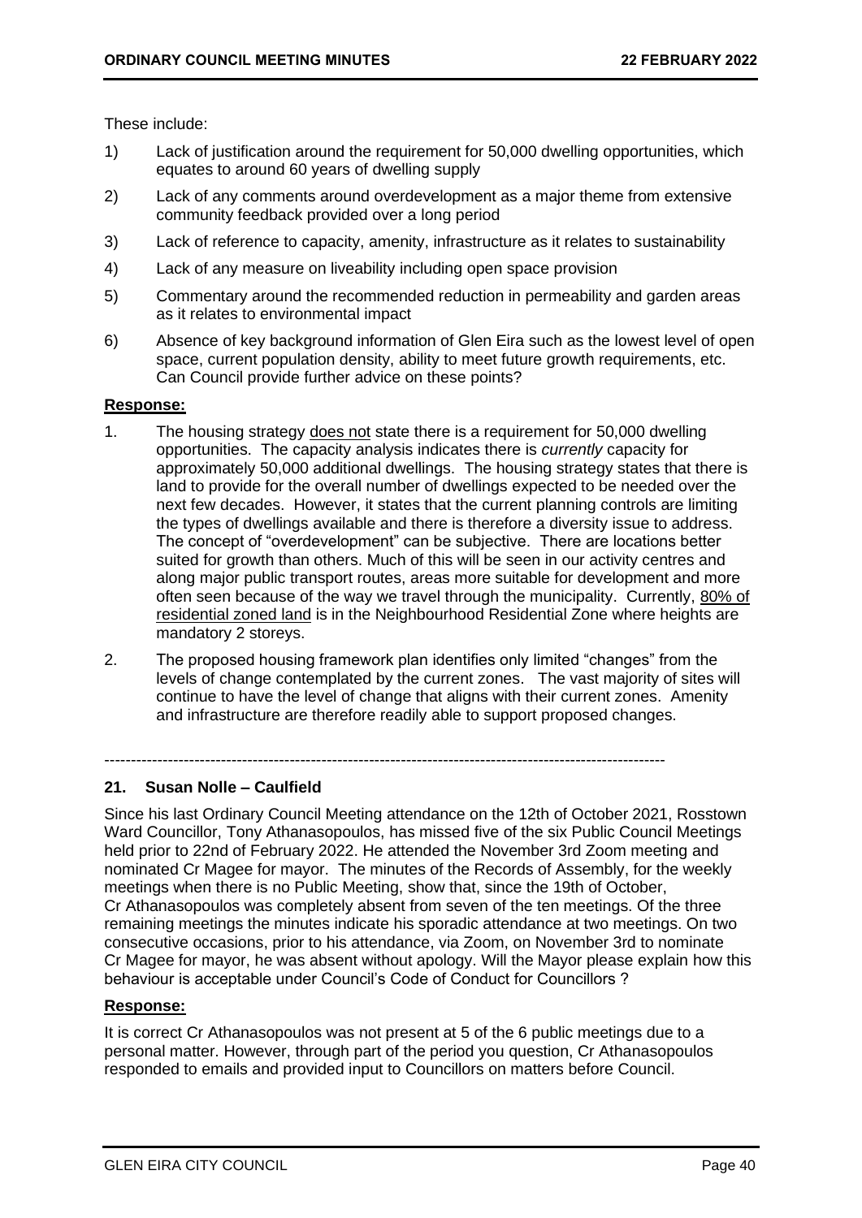These include:

1) Lack of justification around the requirement for 50,000 dwelling opportunities, which equates to around 60 years of dwelling supply
2) Lack of any comments around overdevelopment as a major theme from extensive community feedback provided over a long period
3) Lack of reference to capacity, amenity, infrastructure as it relates to sustainability
4) Lack of any measure on liveability including open space provision
5) Commentary around the recommended reduction in permeability and garden areas as it relates to environmental impact
6) Absence of key background information of Glen Eira such as the lowest level of open space, current population density, ability to meet future growth requirements, etc. Can Council provide further advice on these points?

**Response:**

1. The housing strategy does not state there is a requirement for 50,000 dwelling opportunities. The capacity analysis indicates there is *currently* capacity for approximately 50,000 additional dwellings. The housing strategy states that there is land to provide for the overall number of dwellings expected to be needed over the next few decades. However, it states that the current planning controls are limiting the types of dwellings available and there is therefore a diversity issue to address. The concept of "overdevelopment" can be subjective. There are locations better suited for growth than others. Much of this will be seen in our activity centres and along major public transport routes, areas more suitable for development and more often seen because of the way we travel through the municipality. Currently, 80% of residential zoned land is in the Neighbourhood Residential Zone where heights are mandatory 2 storeys.
2. The proposed housing framework plan identifies only limited "changes" from the levels of change contemplated by the current zones. The vast majority of sites will continue to have the level of change that aligns with their current zones. Amenity and infrastructure are therefore readily able to support proposed changes.

---

## 21. Susan Nolle – Caulfield

Since his last Ordinary Council Meeting attendance on the 12th of October 2021, Rosstown Ward Councillor, Tony Athanasopoulos, has missed five of the six Public Council Meetings held prior to 22nd of February 2022. He attended the November 3rd Zoom meeting and nominated Cr Magee for mayor. The minutes of the Records of Assembly, for the weekly meetings when there is no Public Meeting, show that, since the 19th of October, Cr Athanasopoulos was completely absent from seven of the ten meetings. Of the three remaining meetings the minutes indicate his sporadic attendance at two meetings. On two consecutive occasions, prior to his attendance, via Zoom, on November 3rd to nominate Cr Magee for mayor, he was absent without apology. Will the Mayor please explain how this behaviour is acceptable under Council's Code of Conduct for Councillors ?

**Response:**

It is correct Cr Athanasopoulos was not present at 5 of the 6 public meetings due to a personal matter. However, through part of the period you question, Cr Athanasopoulos responded to emails and provided input to Councillors on matters before Council.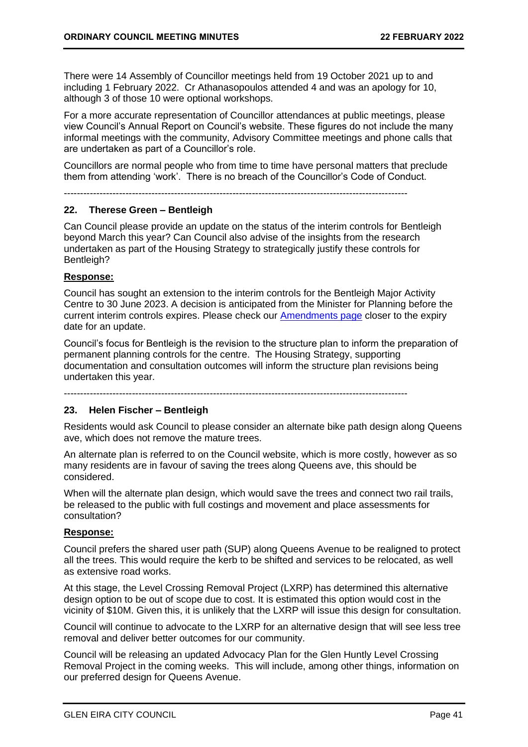There were 14 Assembly of Councillor meetings held from 19 October 2021 up to and including 1 February 2022. Cr Athanasopoulos attended 4 and was an apology for 10, although 3 of those 10 were optional workshops.

For a more accurate representation of Councillor attendances at public meetings, please view Council's Annual Report on Council's website. These figures do not include the many informal meetings with the community, Advisory Committee meetings and phone calls that are undertaken as part of a Councillor's role.

Councillors are normal people who from time to time have personal matters that preclude them from attending 'work'. There is no breach of the Councillor's Code of Conduct.

---

## 22. Therese Green – Bentleigh

Can Council please provide an update on the status of the interim controls for Bentleigh beyond March this year? Can Council also advise of the insights from the research undertaken as part of the Housing Strategy to strategically justify these controls for Bentleigh?

**Response:**

Council has sought an extension to the interim controls for the Bentleigh Major Activity Centre to 30 June 2023. A decision is anticipated from the Minister for Planning before the current interim controls expires. Please check our Amendments page closer to the expiry date for an update.

Council's focus for Bentleigh is the revision to the structure plan to inform the preparation of permanent planning controls for the centre. The Housing Strategy, supporting documentation and consultation outcomes will inform the structure plan revisions being undertaken this year.

---

## 23. Helen Fischer – Bentleigh

Residents would ask Council to please consider an alternate bike path design along Queens ave, which does not remove the mature trees.

An alternate plan is referred to on the Council website, which is more costly, however as so many residents are in favour of saving the trees along Queens ave, this should be considered.

When will the alternate plan design, which would save the trees and connect two rail trails, be released to the public with full costings and movement and place assessments for consultation?

**Response:**

Council prefers the shared user path (SUP) along Queens Avenue to be realigned to protect all the trees. This would require the kerb to be shifted and services to be relocated, as well as extensive road works.

At this stage, the Level Crossing Removal Project (LXRP) has determined this alternative design option to be out of scope due to cost. It is estimated this option would cost in the vicinity of $10M. Given this, it is unlikely that the LXRP will issue this design for consultation.

Council will continue to advocate to the LXRP for an alternative design that will see less tree removal and deliver better outcomes for our community.

Council will be releasing an updated Advocacy Plan for the Glen Huntly Level Crossing Removal Project in the coming weeks. This will include, among other things, information on our preferred design for Queens Avenue.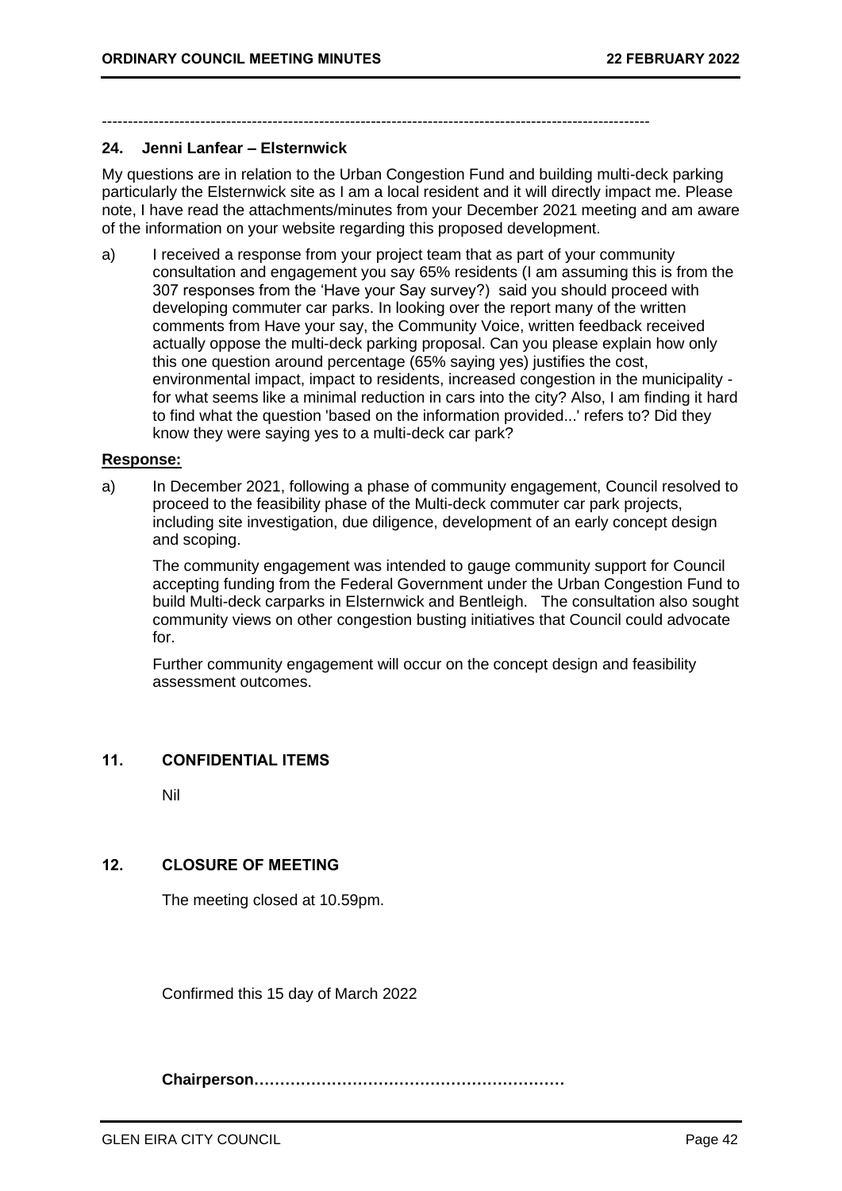----------------------------------------------------------------------------------------------------------

### 24. Jenni Lanfear – Elsternwick

My questions are in relation to the Urban Congestion Fund and building multi-deck parking particularly the Elsternwick site as I am a local resident and it will directly impact me. Please note, I have read the attachments/minutes from your December 2021 meeting and am aware of the information on your website regarding this proposed development.

a) I received a response from your project team that as part of your community consultation and engagement you say 65% residents (I am assuming this is from the 307 responses from the 'Have your Say survey?) said you should proceed with developing commuter car parks. In looking over the report many of the written comments from Have your say, the Community Voice, written feedback received actually oppose the multi-deck parking proposal. Can you please explain how only this one question around percentage (65% saying yes) justifies the cost, environmental impact, impact to residents, increased congestion in the municipality - for what seems like a minimal reduction in cars into the city? Also, I am finding it hard to find what the question 'based on the information provided...' refers to? Did they know they were saying yes to a multi-deck car park?

**Response:**

a) In December 2021, following a phase of community engagement, Council resolved to proceed to the feasibility phase of the Multi-deck commuter car park projects, including site investigation, due diligence, development of an early concept design and scoping.

   The community engagement was intended to gauge community support for Council accepting funding from the Federal Government under the Urban Congestion Fund to build Multi-deck carparks in Elsternwick and Bentleigh. The consultation also sought community views on other congestion busting initiatives that Council could advocate for.

   Further community engagement will occur on the concept design and feasibility assessment outcomes.

## 11. CONFIDENTIAL ITEMS

Nil

## 12. CLOSURE OF MEETING

The meeting closed at 10.59pm.

Confirmed this 15 day of March 2022

**Chairperson……………………………………………………**